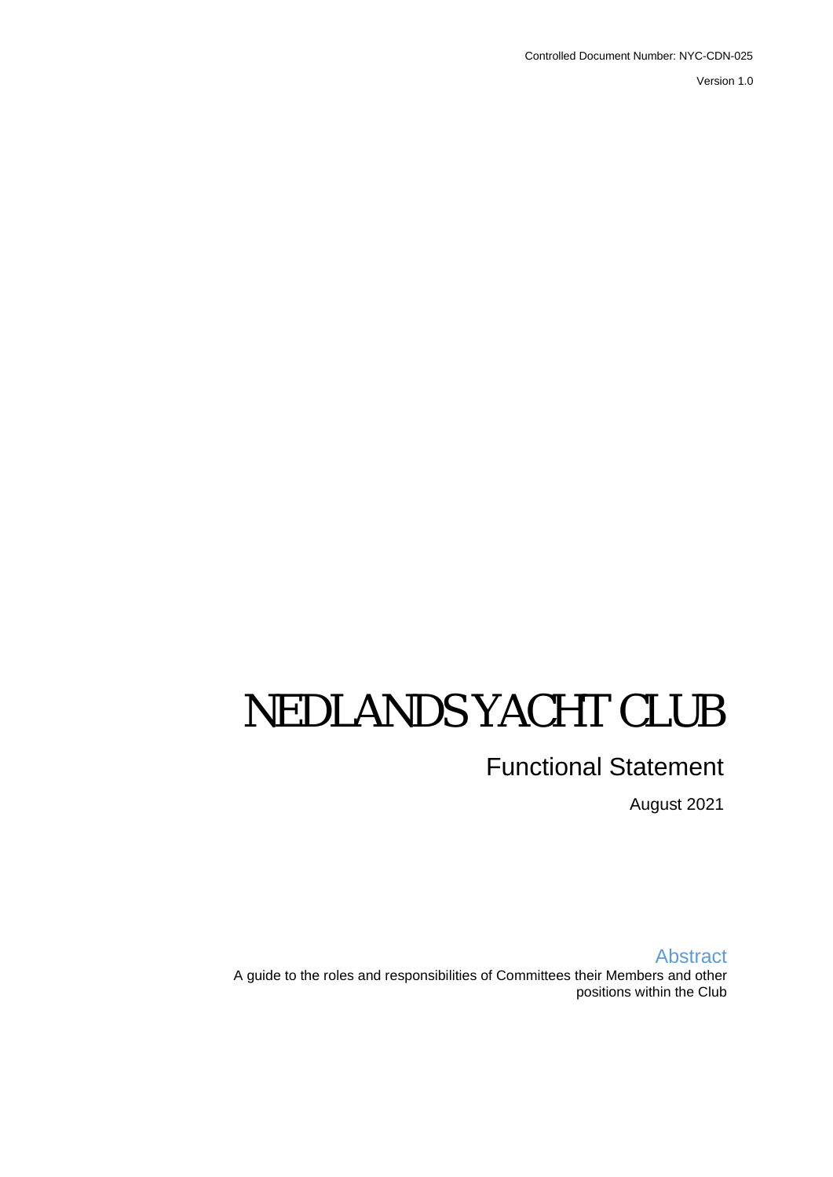Controlled Document Number: NYC-CDN-025

Version 1.0

# NEDLANDS YACHT CLUB

## Functional Statement

August 2021

### Abstract

A guide to the roles and responsibilities of Committees their Members and other positions within the Club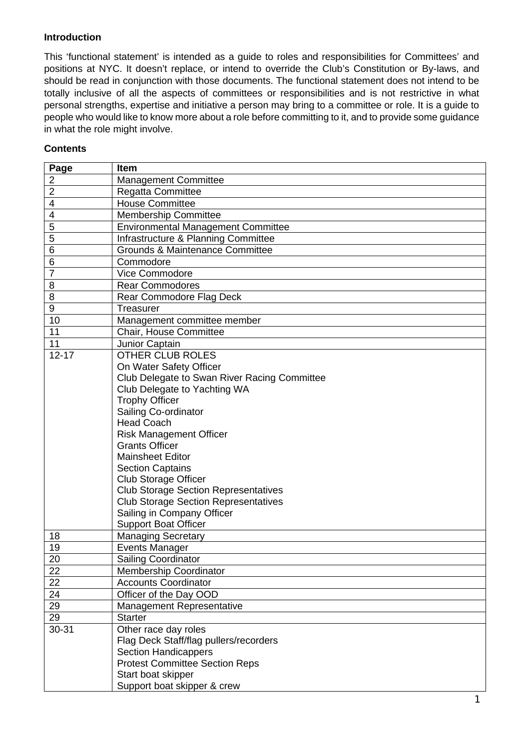**Introduction**

This 'functional statement' is intended as a guide to roles and responsibilities for Committees' and positions at NYC. It doesn't replace, or intend to override the Club's Constitution or By-laws, and should be read in conjunction with those documents. The functional statement does not intend to be totally inclusive of all the aspects of committees or responsibilities and is not restrictive in what personal strengths, expertise and initiative a person may bring to a committee or role. It is a guide to people who would like to know more about a role before committing to it, and to provide some guidance in what the role might involve.

**Contents**

| Page | Item |
|---|---|
| 2 | Management Committee |
| 2 | Regatta Committee |
| 4 | House Committee |
| 4 | Membership Committee |
| 5 | Environmental Management Committee |
| 5 | Infrastructure & Planning Committee |
| 6 | Grounds & Maintenance Committee |
| 6 | Commodore |
| 7 | Vice Commodore |
| 8 | Rear Commodores |
| 8 | Rear Commodore Flag Deck |
| 9 | Treasurer |
| 10 | Management committee member |
| 11 | Chair, House Committee |
| 11 | Junior Captain |
| 12-17 | OTHER CLUB ROLES<br>On Water Safety Officer<br>Club Delegate to Swan River Racing Committee<br>Club Delegate to Yachting WA<br>Trophy Officer<br>Sailing Co-ordinator<br>Head Coach<br>Risk Management Officer<br>Grants Officer<br>Mainsheet Editor<br>Section Captains<br>Club Storage Officer<br>Club Storage Section Representatives<br>Club Storage Section Representatives<br>Sailing in Company Officer<br>Support Boat Officer |
| 18 | Managing Secretary |
| 19 | Events Manager |
| 20 | Sailing Coordinator |
| 22 | Membership Coordinator |
| 22 | Accounts Coordinator |
| 24 | Officer of the Day OOD |
| 29 | Management Representative |
| 29 | Starter |
| 30-31 | Other race day roles<br>Flag Deck Staff/flag pullers/recorders<br>Section Handicappers<br>Protest Committee Section Reps<br>Start boat skipper<br>Support boat skipper & crew |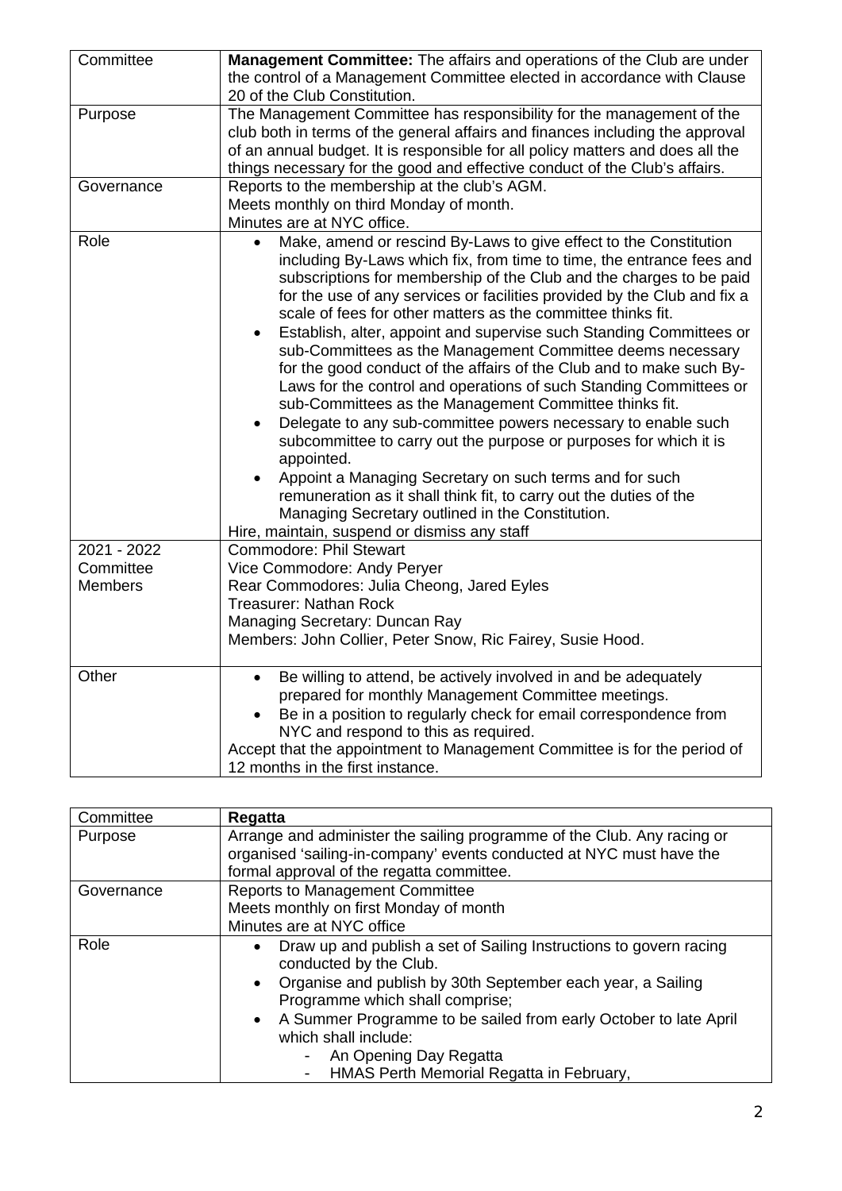| Committee | **Management Committee:** The affairs and operations of the Club are under the control of a Management Committee elected in accordance with Clause 20 of the Club Constitution. |
|---|---|
| Purpose | The Management Committee has responsibility for the management of the club both in terms of the general affairs and finances including the approval of an annual budget. It is responsible for all policy matters and does all the things necessary for the good and effective conduct of the Club's affairs. |
| Governance | Reports to the membership at the club's AGM.<br>Meets monthly on third Monday of month.<br>Minutes are at NYC office. |
| Role | • Make, amend or rescind By-Laws to give effect to the Constitution including By-Laws which fix, from time to time, the entrance fees and subscriptions for membership of the Club and the charges to be paid for the use of any services or facilities provided by the Club and fix a scale of fees for other matters as the committee thinks fit.<br>• Establish, alter, appoint and supervise such Standing Committees or sub-Committees as the Management Committee deems necessary for the good conduct of the affairs of the Club and to make such By-Laws for the control and operations of such Standing Committees or sub-Committees as the Management Committee thinks fit.<br>• Delegate to any sub-committee powers necessary to enable such subcommittee to carry out the purpose or purposes for which it is appointed.<br>• Appoint a Managing Secretary on such terms and for such remuneration as it shall think fit, to carry out the duties of the Managing Secretary outlined in the Constitution.<br>Hire, maintain, suspend or dismiss any staff |
| 2021 - 2022 Committee Members | Commodore: Phil Stewart<br>Vice Commodore: Andy Peryer<br>Rear Commodores: Julia Cheong, Jared Eyles<br>Treasurer: Nathan Rock<br>Managing Secretary: Duncan Ray<br>Members: John Collier, Peter Snow, Ric Fairey, Susie Hood. |
| Other | • Be willing to attend, be actively involved in and be adequately prepared for monthly Management Committee meetings.<br>• Be in a position to regularly check for email correspondence from NYC and respond to this as required.<br>Accept that the appointment to Management Committee is for the period of 12 months in the first instance. |

| Committee | **Regatta** |
|---|---|
| Purpose | Arrange and administer the sailing programme of the Club. Any racing or organised 'sailing-in-company' events conducted at NYC must have the formal approval of the regatta committee. |
| Governance | Reports to Management Committee<br>Meets monthly on first Monday of month<br>Minutes are at NYC office |
| Role | • Draw up and publish a set of Sailing Instructions to govern racing conducted by the Club.<br>• Organise and publish by 30th September each year, a Sailing Programme which shall comprise;<br>• A Summer Programme to be sailed from early October to late April which shall include:<br>- An Opening Day Regatta<br>- HMAS Perth Memorial Regatta in February, |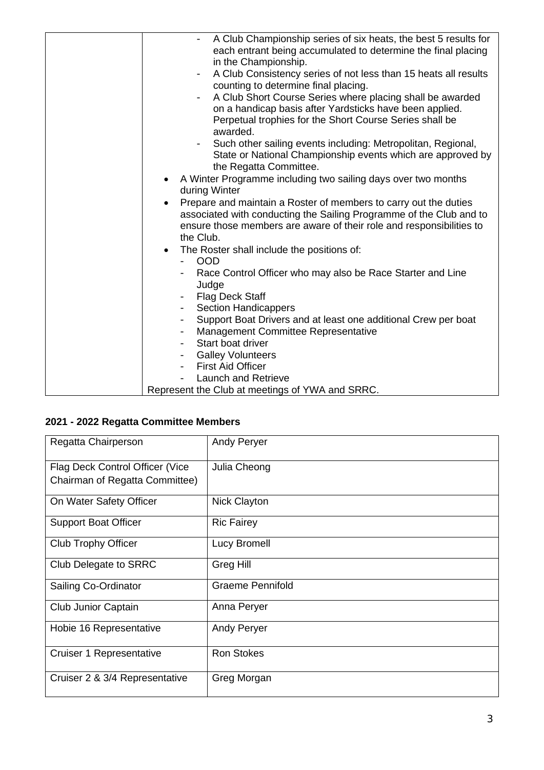| | - A Club Championship series of six heats, the best 5 results for each entrant being accumulated to determine the final placing in the Championship.<br>- A Club Consistency series of not less than 15 heats all results counting to determine final placing.<br>- A Club Short Course Series where placing shall be awarded on a handicap basis after Yardsticks have been applied. Perpetual trophies for the Short Course Series shall be awarded.<br>- Such other sailing events including: Metropolitan, Regional, State or National Championship events which are approved by the Regatta Committee.<br>• A Winter Programme including two sailing days over two months during Winter<br>• Prepare and maintain a Roster of members to carry out the duties associated with conducting the Sailing Programme of the Club and to ensure those members are aware of their role and responsibilities to the Club.<br>• The Roster shall include the positions of:<br>- OOD<br>- Race Control Officer who may also be Race Starter and Line Judge<br>- Flag Deck Staff<br>- Section Handicappers<br>- Support Boat Drivers and at least one additional Crew per boat<br>- Management Committee Representative<br>- Start boat driver<br>- Galley Volunteers<br>- First Aid Officer<br>- Launch and Retrieve<br>Represent the Club at meetings of YWA and SRRC. |
|---|---|

## 2021 - 2022 Regatta Committee Members

| | |
|---|---|
| Regatta Chairperson | Andy Peryer |
| Flag Deck Control Officer (Vice Chairman of Regatta Committee) | Julia Cheong |
| On Water Safety Officer | Nick Clayton |
| Support Boat Officer | Ric Fairey |
| Club Trophy Officer | Lucy Bromell |
| Club Delegate to SRRC | Greg Hill |
| Sailing Co-Ordinator | Graeme Pennifold |
| Club Junior Captain | Anna Peryer |
| Hobie 16 Representative | Andy Peryer |
| Cruiser 1 Representative | Ron Stokes |
| Cruiser 2 & 3/4 Representative | Greg Morgan |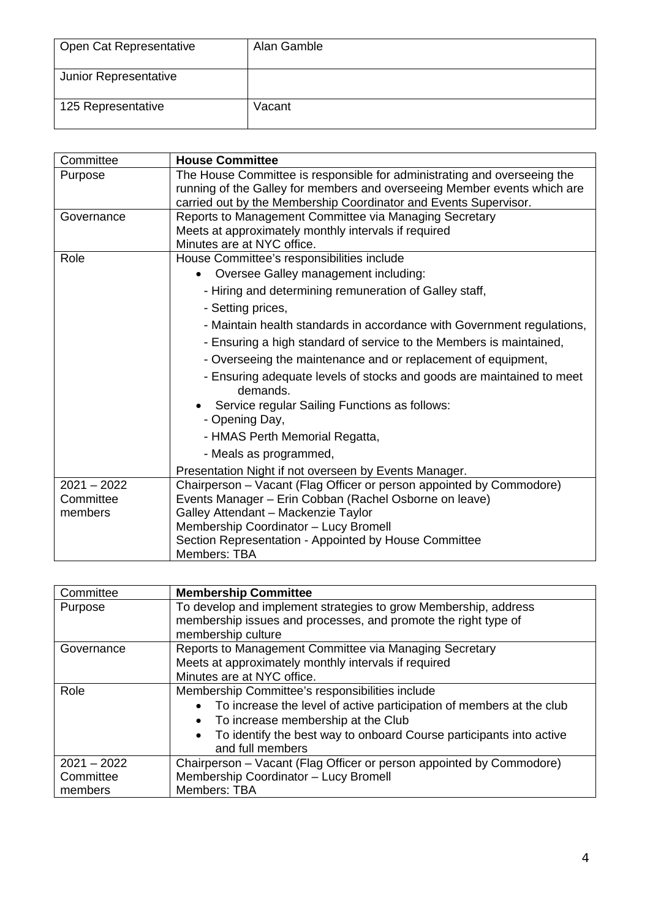| Open Cat Representative | Alan Gamble |
|---|---|
| Junior Representative | |
| 125 Representative | Vacant |

| Committee | **House Committee** |
|---|---|
| Purpose | The House Committee is responsible for administrating and overseeing the running of the Galley for members and overseeing Member events which are carried out by the Membership Coordinator and Events Supervisor. |
| Governance | Reports to Management Committee via Managing Secretary<br>Meets at approximately monthly intervals if required<br>Minutes are at NYC office. |
| Role | House Committee's responsibilities include<br>• Oversee Galley management including:<br>- Hiring and determining remuneration of Galley staff,<br>- Setting prices,<br>- Maintain health standards in accordance with Government regulations,<br>- Ensuring a high standard of service to the Members is maintained,<br>- Overseeing the maintenance and or replacement of equipment,<br>- Ensuring adequate levels of stocks and goods are maintained to meet demands.<br>• Service regular Sailing Functions as follows:<br>- Opening Day,<br>- HMAS Perth Memorial Regatta,<br>- Meals as programmed,<br>Presentation Night if not overseen by Events Manager. |
| 2021 – 2022 Committee members | Chairperson – Vacant (Flag Officer or person appointed by Commodore)<br>Events Manager – Erin Cobban (Rachel Osborne on leave)<br>Galley Attendant – Mackenzie Taylor<br>Membership Coordinator – Lucy Bromell<br>Section Representation - Appointed by House Committee<br>Members: TBA |

| Committee | **Membership Committee** |
|---|---|
| Purpose | To develop and implement strategies to grow Membership, address membership issues and processes, and promote the right type of membership culture |
| Governance | Reports to Management Committee via Managing Secretary<br>Meets at approximately monthly intervals if required<br>Minutes are at NYC office. |
| Role | Membership Committee's responsibilities include<br>• To increase the level of active participation of members at the club<br>• To increase membership at the Club<br>• To identify the best way to onboard Course participants into active and full members |
| 2021 – 2022 Committee members | Chairperson – Vacant (Flag Officer or person appointed by Commodore)<br>Membership Coordinator – Lucy Bromell<br>Members: TBA |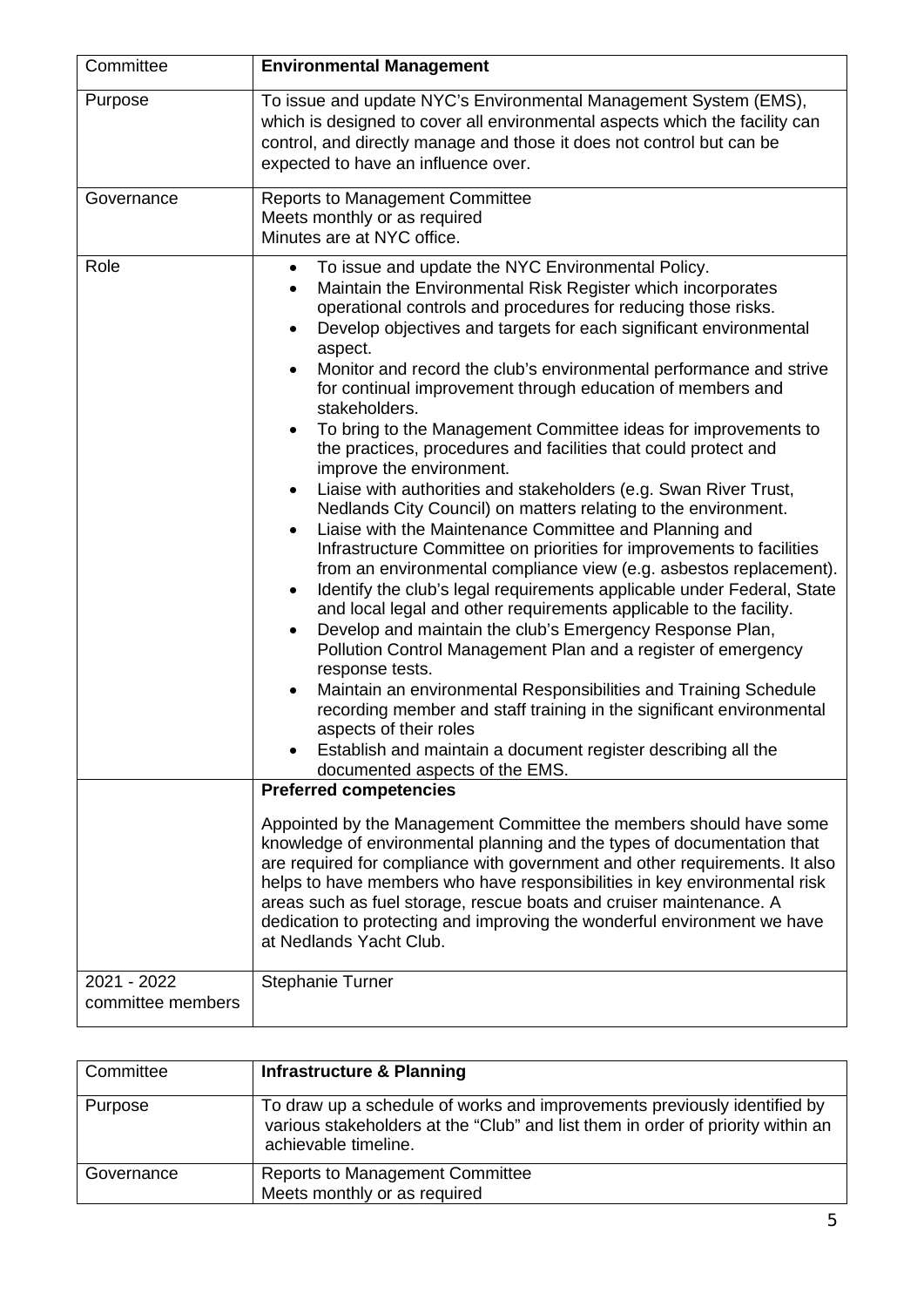| Committee | **Environmental Management** |
| --- | --- |
| Purpose | To issue and update NYC's Environmental Management System (EMS), which is designed to cover all environmental aspects which the facility can control, and directly manage and those it does not control but can be expected to have an influence over. |
| Governance | Reports to Management Committee<br>Meets monthly or as required<br>Minutes are at NYC office. |
| Role | • To issue and update the NYC Environmental Policy.<br>• Maintain the Environmental Risk Register which incorporates operational controls and procedures for reducing those risks.<br>• Develop objectives and targets for each significant environmental aspect.<br>• Monitor and record the club's environmental performance and strive for continual improvement through education of members and stakeholders.<br>• To bring to the Management Committee ideas for improvements to the practices, procedures and facilities that could protect and improve the environment.<br>• Liaise with authorities and stakeholders (e.g. Swan River Trust, Nedlands City Council) on matters relating to the environment.<br>• Liaise with the Maintenance Committee and Planning and Infrastructure Committee on priorities for improvements to facilities from an environmental compliance view (e.g. asbestos replacement).<br>• Identify the club's legal requirements applicable under Federal, State and local legal and other requirements applicable to the facility.<br>• Develop and maintain the club's Emergency Response Plan, Pollution Control Management Plan and a register of emergency response tests.<br>• Maintain an environmental Responsibilities and Training Schedule recording member and staff training in the significant environmental aspects of their roles<br>• Establish and maintain a document register describing all the documented aspects of the EMS. |
| | **Preferred competencies**<br><br>Appointed by the Management Committee the members should have some knowledge of environmental planning and the types of documentation that are required for compliance with government and other requirements. It also helps to have members who have responsibilities in key environmental risk areas such as fuel storage, rescue boats and cruiser maintenance. A dedication to protecting and improving the wonderful environment we have at Nedlands Yacht Club. |
| 2021 - 2022 committee members | Stephanie Turner |

| Committee | **Infrastructure & Planning** |
| --- | --- |
| Purpose | To draw up a schedule of works and improvements previously identified by various stakeholders at the "Club" and list them in order of priority within an achievable timeline. |
| Governance | Reports to Management Committee<br>Meets monthly or as required |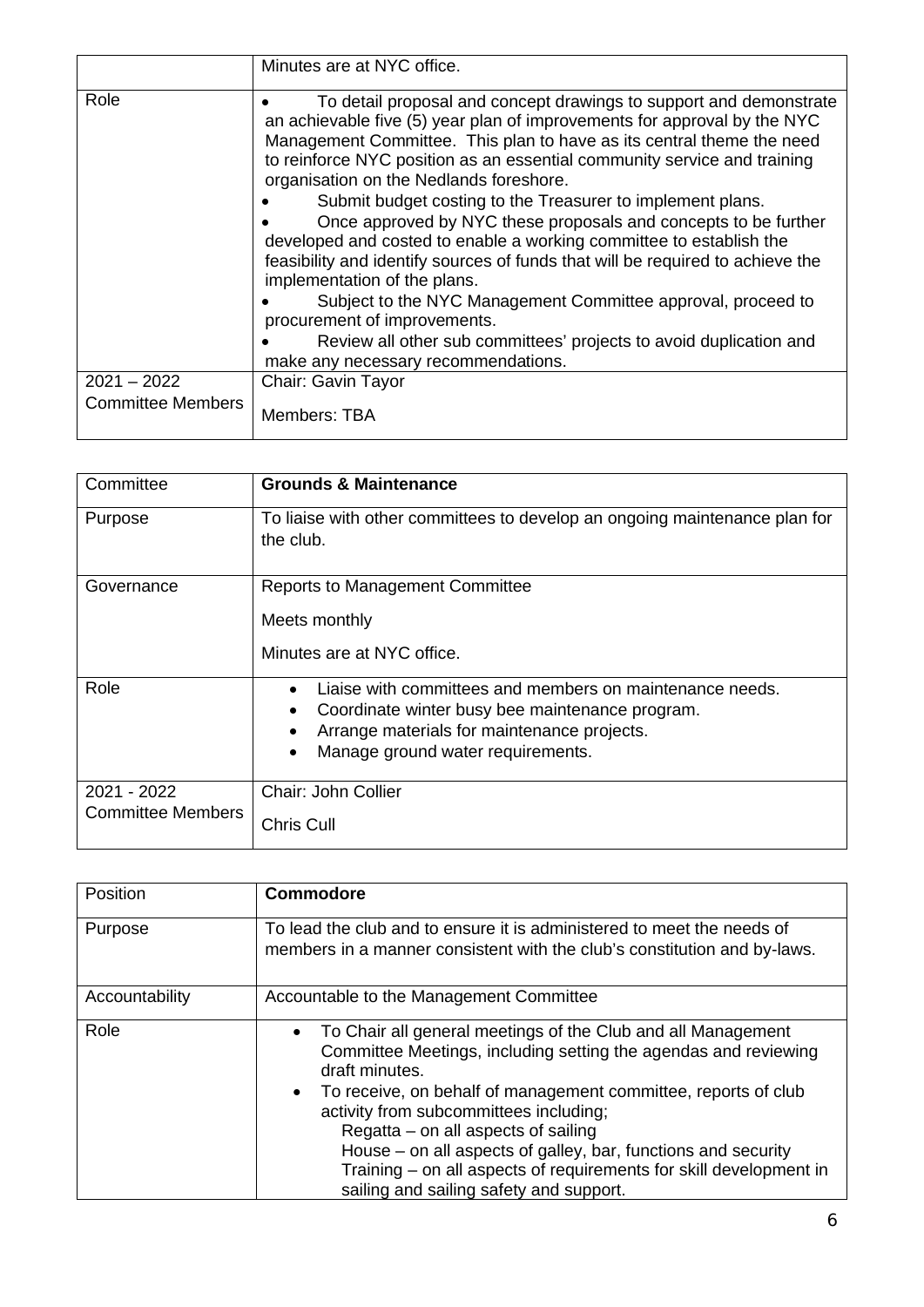|  | Minutes are at NYC office. |
| --- | --- |
| Role | • To detail proposal and concept drawings to support and demonstrate an achievable five (5) year plan of improvements for approval by the NYC Management Committee. This plan to have as its central theme the need to reinforce NYC position as an essential community service and training organisation on the Nedlands foreshore.<br>• Submit budget costing to the Treasurer to implement plans.<br>• Once approved by NYC these proposals and concepts to be further developed and costed to enable a working committee to establish the feasibility and identify sources of funds that will be required to achieve the implementation of the plans.<br>• Subject to the NYC Management Committee approval, proceed to procurement of improvements.<br>• Review all other sub committees' projects to avoid duplication and make any necessary recommendations. |
| 2021 – 2022 Committee Members | Chair: Gavin Tayor<br><br>Members: TBA |

| Committee | **Grounds & Maintenance** |
| --- | --- |
| Purpose | To liaise with other committees to develop an ongoing maintenance plan for the club. |
| Governance | Reports to Management Committee<br><br>Meets monthly<br><br>Minutes are at NYC office. |
| Role | • Liaise with committees and members on maintenance needs.<br>• Coordinate winter busy bee maintenance program.<br>• Arrange materials for maintenance projects.<br>• Manage ground water requirements. |
| 2021 - 2022 Committee Members | Chair: John Collier<br><br>Chris Cull |

| Position | **Commodore** |
| --- | --- |
| Purpose | To lead the club and to ensure it is administered to meet the needs of members in a manner consistent with the club's constitution and by-laws. |
| Accountability | Accountable to the Management Committee |
| Role | • To Chair all general meetings of the Club and all Management Committee Meetings, including setting the agendas and reviewing draft minutes.<br>• To receive, on behalf of management committee, reports of club activity from subcommittees including;<br>Regatta – on all aspects of sailing<br>House – on all aspects of galley, bar, functions and security<br>Training – on all aspects of requirements for skill development in sailing and sailing safety and support. |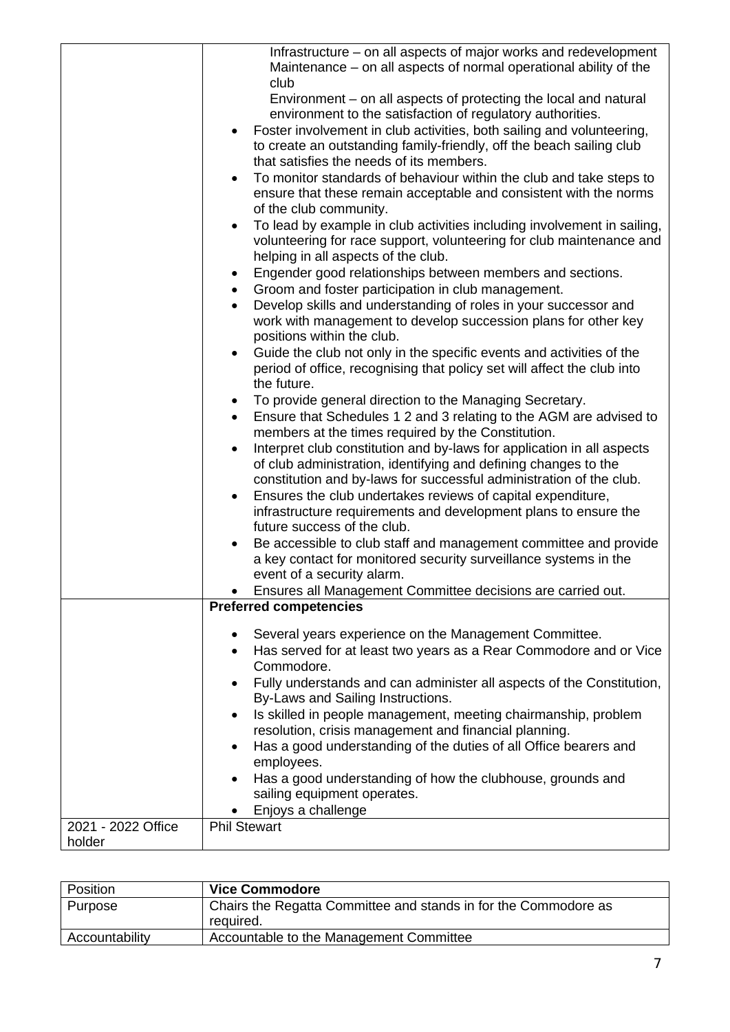| | |
|---|---|
| | Infrastructure – on all aspects of major works and redevelopment<br>Maintenance – on all aspects of normal operational ability of the club<br>Environment – on all aspects of protecting the local and natural environment to the satisfaction of regulatory authorities.<br>• Foster involvement in club activities, both sailing and volunteering, to create an outstanding family-friendly, off the beach sailing club that satisfies the needs of its members.<br>• To monitor standards of behaviour within the club and take steps to ensure that these remain acceptable and consistent with the norms of the club community.<br>• To lead by example in club activities including involvement in sailing, volunteering for race support, volunteering for club maintenance and helping in all aspects of the club.<br>• Engender good relationships between members and sections.<br>• Groom and foster participation in club management.<br>• Develop skills and understanding of roles in your successor and work with management to develop succession plans for other key positions within the club.<br>• Guide the club not only in the specific events and activities of the period of office, recognising that policy set will affect the club into the future.<br>• To provide general direction to the Managing Secretary.<br>• Ensure that Schedules 1 2 and 3 relating to the AGM are advised to members at the times required by the Constitution.<br>• Interpret club constitution and by-laws for application in all aspects of club administration, identifying and defining changes to the constitution and by-laws for successful administration of the club.<br>• Ensures the club undertakes reviews of capital expenditure, infrastructure requirements and development plans to ensure the future success of the club.<br>• Be accessible to club staff and management committee and provide a key contact for monitored security surveillance systems in the event of a security alarm.<br>• Ensures all Management Committee decisions are carried out. |
| | **Preferred competencies**<br>• Several years experience on the Management Committee.<br>• Has served for at least two years as a Rear Commodore and or Vice Commodore.<br>• Fully understands and can administer all aspects of the Constitution, By-Laws and Sailing Instructions.<br>• Is skilled in people management, meeting chairmanship, problem resolution, crisis management and financial planning.<br>• Has a good understanding of the duties of all Office bearers and employees.<br>• Has a good understanding of how the clubhouse, grounds and sailing equipment operates.<br>• Enjoys a challenge |
| 2021 - 2022 Office holder | Phil Stewart |

| Position | **Vice Commodore** |
|---|---|
| Purpose | Chairs the Regatta Committee and stands in for the Commodore as required. |
| Accountability | Accountable to the Management Committee |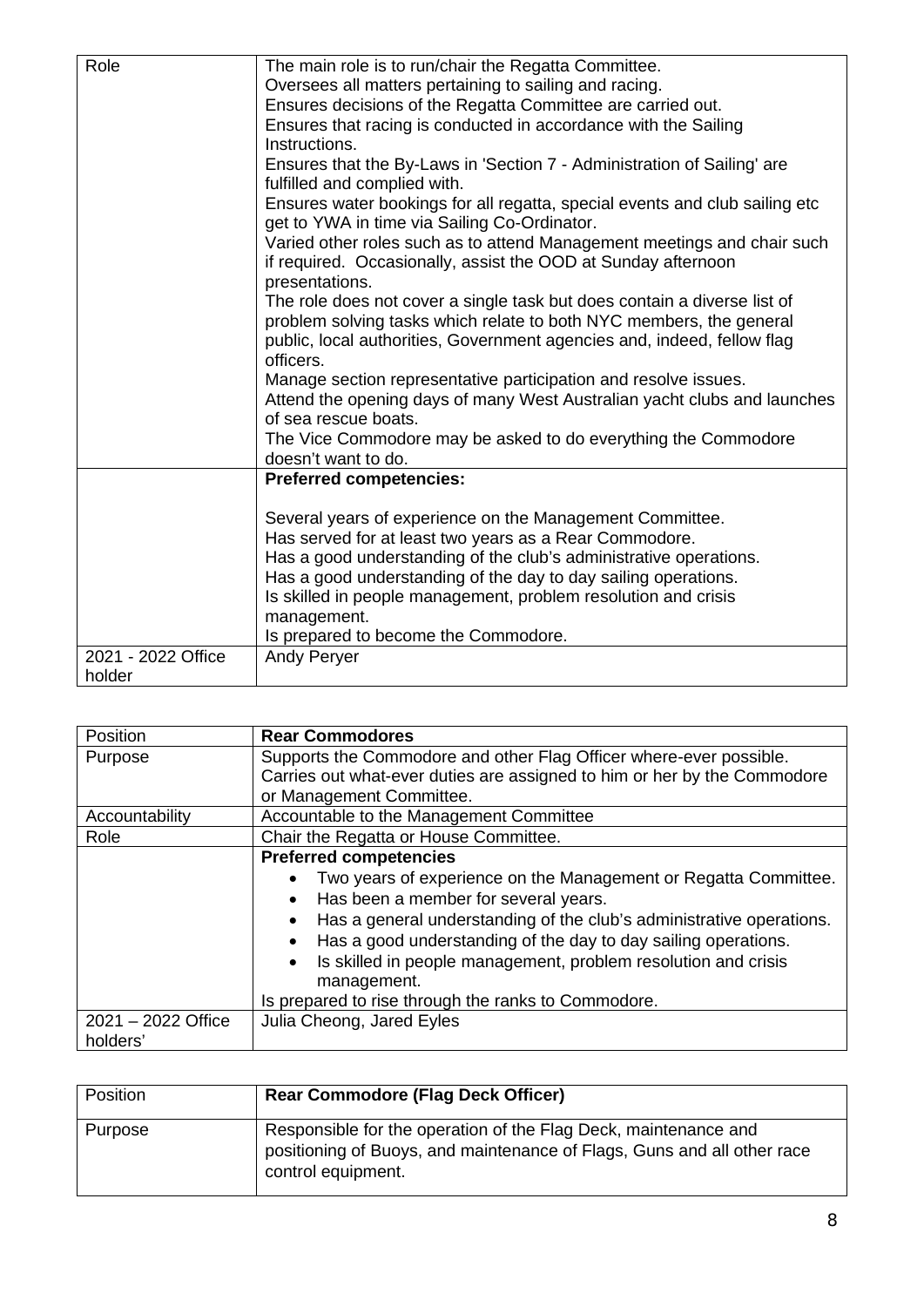| Role | The main role is to run/chair the Regatta Committee.<br>Oversees all matters pertaining to sailing and racing.<br>Ensures decisions of the Regatta Committee are carried out.<br>Ensures that racing is conducted in accordance with the Sailing Instructions.<br>Ensures that the By-Laws in 'Section 7 - Administration of Sailing' are fulfilled and complied with.<br>Ensures water bookings for all regatta, special events and club sailing etc get to YWA in time via Sailing Co-Ordinator.<br>Varied other roles such as to attend Management meetings and chair such if required. Occasionally, assist the OOD at Sunday afternoon presentations.<br>The role does not cover a single task but does contain a diverse list of problem solving tasks which relate to both NYC members, the general public, local authorities, Government agencies and, indeed, fellow flag officers.<br>Manage section representative participation and resolve issues.<br>Attend the opening days of many West Australian yacht clubs and launches of sea rescue boats.<br>The Vice Commodore may be asked to do everything the Commodore doesn't want to do. |
|---|---|
| | **Preferred competencies:**<br><br>Several years of experience on the Management Committee.<br>Has served for at least two years as a Rear Commodore.<br>Has a good understanding of the club's administrative operations.<br>Has a good understanding of the day to day sailing operations.<br>Is skilled in people management, problem resolution and crisis management.<br>Is prepared to become the Commodore. |
| 2021 - 2022 Office holder | Andy Peryer |

| Position | **Rear Commodores** |
|---|---|
| Purpose | Supports the Commodore and other Flag Officer where-ever possible.<br>Carries out what-ever duties are assigned to him or her by the Commodore or Management Committee. |
| Accountability | Accountable to the Management Committee |
| Role | Chair the Regatta or House Committee. |
| | **Preferred competencies**<br>• Two years of experience on the Management or Regatta Committee.<br>• Has been a member for several years.<br>• Has a general understanding of the club's administrative operations.<br>• Has a good understanding of the day to day sailing operations.<br>• Is skilled in people management, problem resolution and crisis management.<br>Is prepared to rise through the ranks to Commodore. |
| 2021 – 2022 Office holders' | Julia Cheong, Jared Eyles |

| Position | **Rear Commodore (Flag Deck Officer)** |
|---|---|
| Purpose | Responsible for the operation of the Flag Deck, maintenance and positioning of Buoys, and maintenance of Flags, Guns and all other race control equipment. |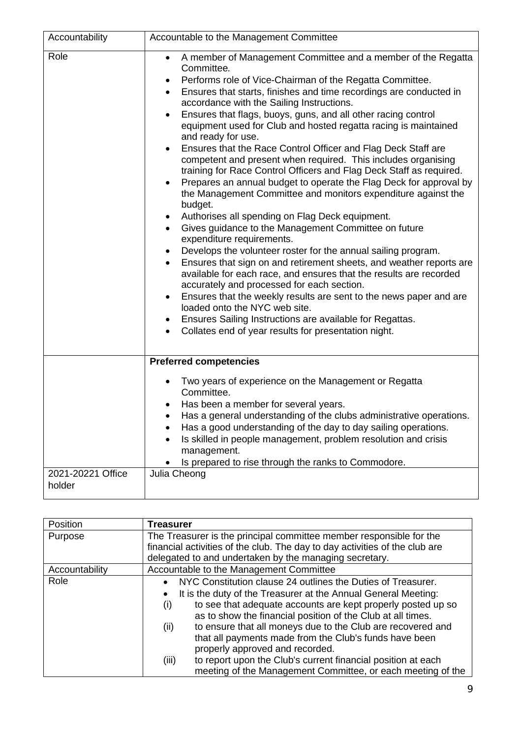| Accountability | Accountable to the Management Committee |
|---|---|
| Role | • A member of Management Committee and a member of the Regatta Committee.<br>• Performs role of Vice-Chairman of the Regatta Committee.<br>• Ensures that starts, finishes and time recordings are conducted in accordance with the Sailing Instructions.<br>• Ensures that flags, buoys, guns, and all other racing control equipment used for Club and hosted regatta racing is maintained and ready for use.<br>• Ensures that the Race Control Officer and Flag Deck Staff are competent and present when required. This includes organising training for Race Control Officers and Flag Deck Staff as required.<br>• Prepares an annual budget to operate the Flag Deck for approval by the Management Committee and monitors expenditure against the budget.<br>• Authorises all spending on Flag Deck equipment.<br>• Gives guidance to the Management Committee on future expenditure requirements.<br>• Develops the volunteer roster for the annual sailing program.<br>• Ensures that sign on and retirement sheets, and weather reports are available for each race, and ensures that the results are recorded accurately and processed for each section.<br>• Ensures that the weekly results are sent to the news paper and are loaded onto the NYC web site.<br>• Ensures Sailing Instructions are available for Regattas.<br>• Collates end of year results for presentation night. |
| | **Preferred competencies**<br>• Two years of experience on the Management or Regatta Committee.<br>• Has been a member for several years.<br>• Has a general understanding of the clubs administrative operations.<br>• Has a good understanding of the day to day sailing operations.<br>• Is skilled in people management, problem resolution and crisis management.<br>• Is prepared to rise through the ranks to Commodore. |
| 2021-20221 Office holder | Julia Cheong |

| Position | **Treasurer** |
|---|---|
| Purpose | The Treasurer is the principal committee member responsible for the financial activities of the club. The day to day activities of the club are delegated to and undertaken by the managing secretary. |
| Accountability | Accountable to the Management Committee |
| Role | • NYC Constitution clause 24 outlines the Duties of Treasurer.<br>• It is the duty of the Treasurer at the Annual General Meeting:<br>(i) to see that adequate accounts are kept properly posted up so as to show the financial position of the Club at all times.<br>(ii) to ensure that all moneys due to the Club are recovered and that all payments made from the Club's funds have been properly approved and recorded.<br>(iii) to report upon the Club's current financial position at each meeting of the Management Committee, or each meeting of the |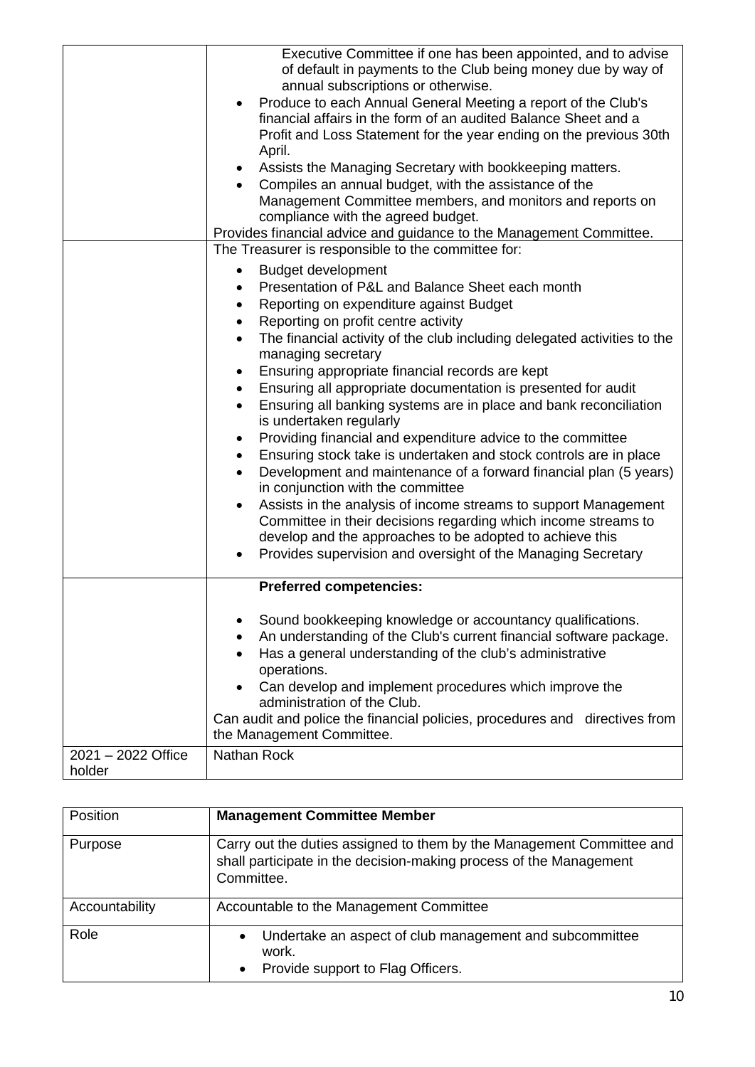| | |
|---|---|
| | Executive Committee if one has been appointed, and to advise of default in payments to the Club being money due by way of annual subscriptions or otherwise.<br>• Produce to each Annual General Meeting a report of the Club's financial affairs in the form of an audited Balance Sheet and a Profit and Loss Statement for the year ending on the previous 30th April.<br>• Assists the Managing Secretary with bookkeeping matters.<br>• Compiles an annual budget, with the assistance of the Management Committee members, and monitors and reports on compliance with the agreed budget.<br>Provides financial advice and guidance to the Management Committee. |
| | The Treasurer is responsible to the committee for:<br>• Budget development<br>• Presentation of P&L and Balance Sheet each month<br>• Reporting on expenditure against Budget<br>• Reporting on profit centre activity<br>• The financial activity of the club including delegated activities to the managing secretary<br>• Ensuring appropriate financial records are kept<br>• Ensuring all appropriate documentation is presented for audit<br>• Ensuring all banking systems are in place and bank reconciliation is undertaken regularly<br>• Providing financial and expenditure advice to the committee<br>• Ensuring stock take is undertaken and stock controls are in place<br>• Development and maintenance of a forward financial plan (5 years) in conjunction with the committee<br>• Assists in the analysis of income streams to support Management Committee in their decisions regarding which income streams to develop and the approaches to be adopted to achieve this<br>• Provides supervision and oversight of the Managing Secretary |
| | **Preferred competencies:**<br>• Sound bookkeeping knowledge or accountancy qualifications.<br>• An understanding of the Club's current financial software package.<br>• Has a general understanding of the club's administrative operations.<br>• Can develop and implement procedures which improve the administration of the Club.<br>Can audit and police the financial policies, procedures and directives from the Management Committee. |
| 2021 – 2022 Office holder | Nathan Rock |

| Position | **Management Committee Member** |
|---|---|
| Purpose | Carry out the duties assigned to them by the Management Committee and shall participate in the decision-making process of the Management Committee. |
| Accountability | Accountable to the Management Committee |
| Role | • Undertake an aspect of club management and subcommittee work.<br>• Provide support to Flag Officers. |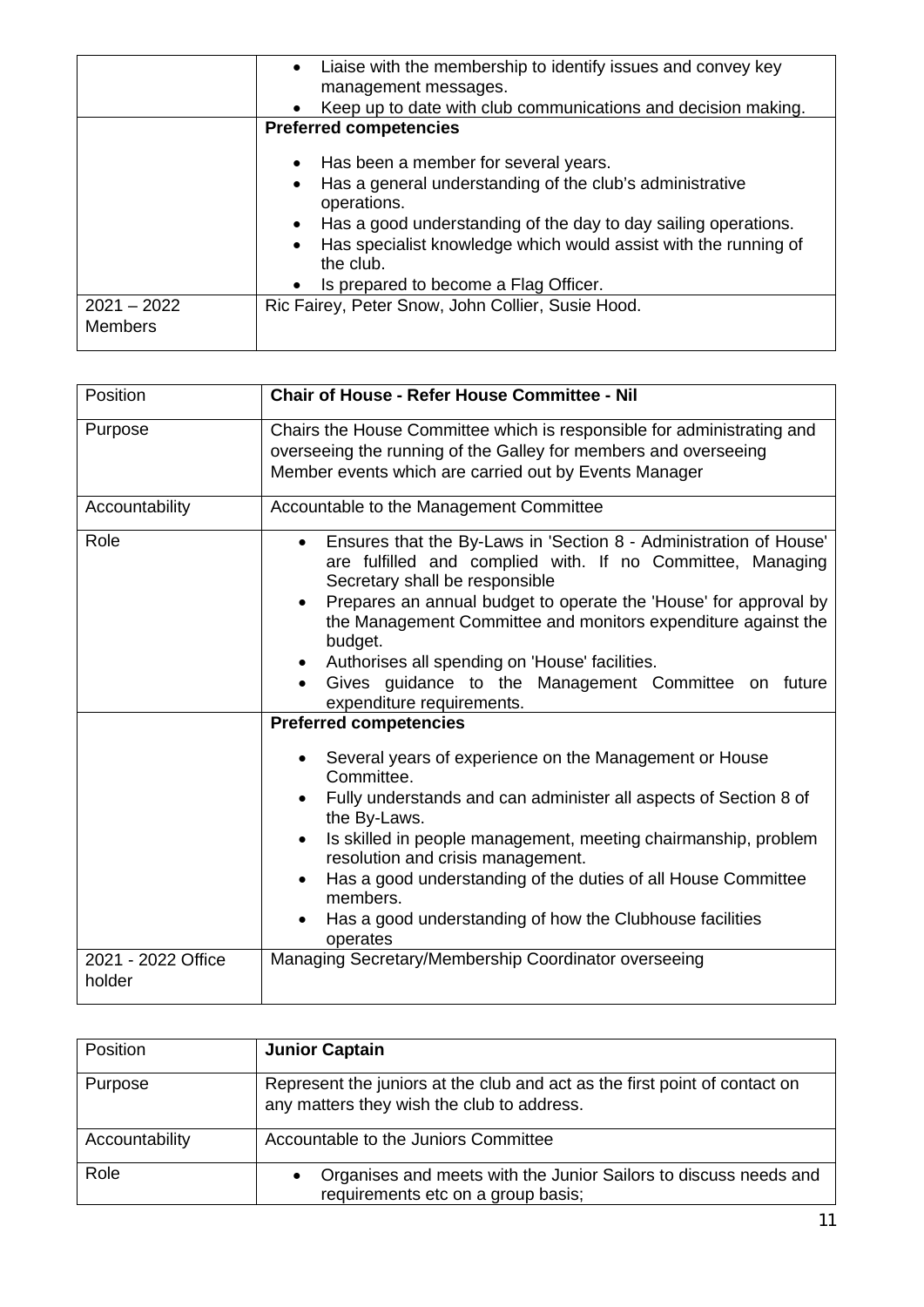| | |
|---|---|
| | • Liaise with the membership to identify issues and convey key management messages.<br>• Keep up to date with club communications and decision making. |
| | **Preferred competencies**<br>• Has been a member for several years.<br>• Has a general understanding of the club's administrative operations.<br>• Has a good understanding of the day to day sailing operations.<br>• Has specialist knowledge which would assist with the running of the club.<br>• Is prepared to become a Flag Officer. |
| 2021 – 2022 Members | Ric Fairey, Peter Snow, John Collier, Susie Hood. |

| Position | **Chair of House - Refer House Committee - Nil** |
|---|---|
| Purpose | Chairs the House Committee which is responsible for administrating and overseeing the running of the Galley for members and overseeing Member events which are carried out by Events Manager |
| Accountability | Accountable to the Management Committee |
| Role | • Ensures that the By-Laws in 'Section 8 - Administration of House' are fulfilled and complied with. If no Committee, Managing Secretary shall be responsible<br>• Prepares an annual budget to operate the 'House' for approval by the Management Committee and monitors expenditure against the budget.<br>• Authorises all spending on 'House' facilities.<br>• Gives guidance to the Management Committee on future expenditure requirements. |
| | **Preferred competencies**<br>• Several years of experience on the Management or House Committee.<br>• Fully understands and can administer all aspects of Section 8 of the By-Laws.<br>• Is skilled in people management, meeting chairmanship, problem resolution and crisis management.<br>• Has a good understanding of the duties of all House Committee members.<br>• Has a good understanding of how the Clubhouse facilities operates |
| 2021 - 2022 Office holder | Managing Secretary/Membership Coordinator overseeing |

| Position | **Junior Captain** |
|---|---|
| Purpose | Represent the juniors at the club and act as the first point of contact on any matters they wish the club to address. |
| Accountability | Accountable to the Juniors Committee |
| Role | • Organises and meets with the Junior Sailors to discuss needs and requirements etc on a group basis; |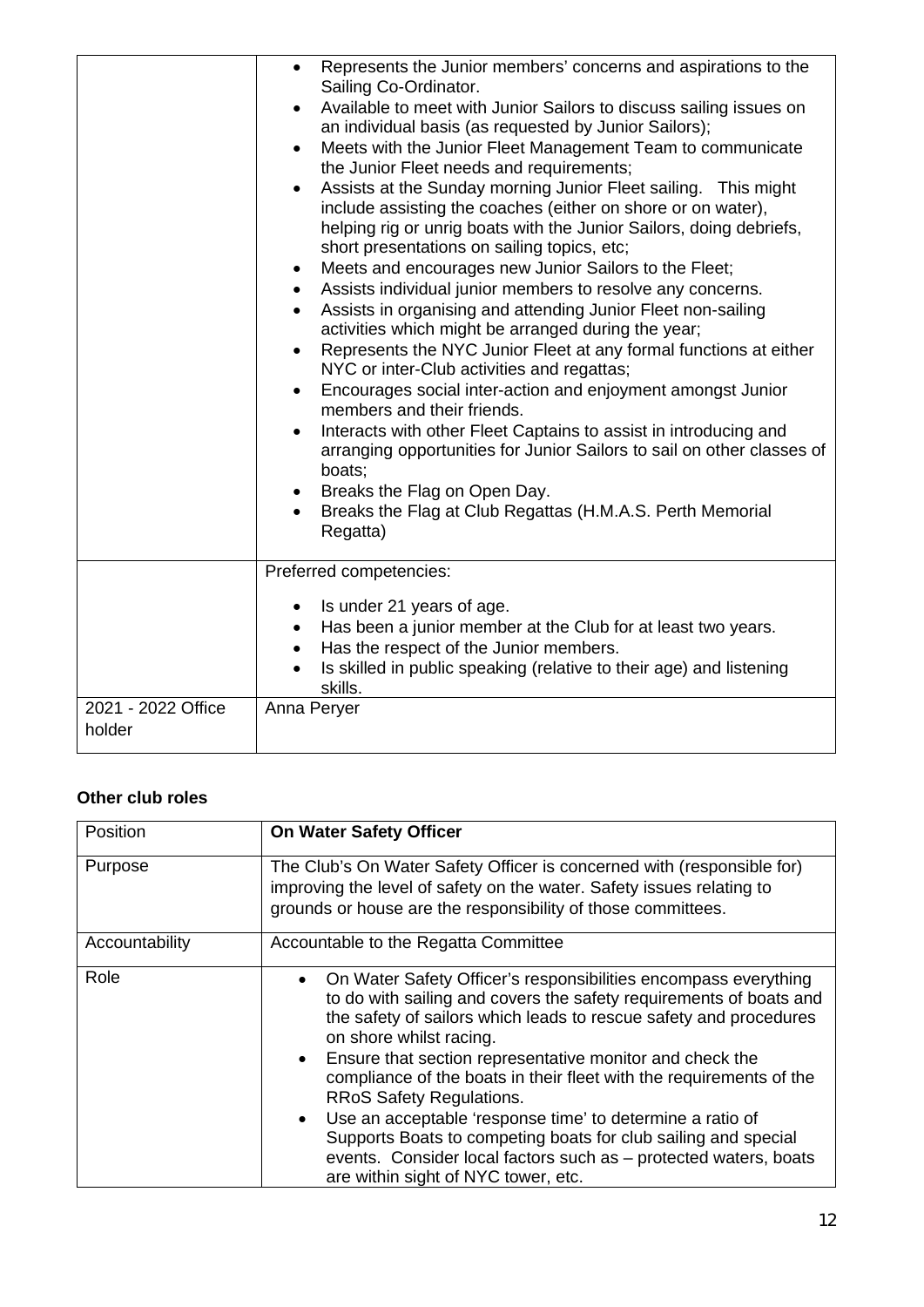| | |
|---|---|
| | • Represents the Junior members' concerns and aspirations to the Sailing Co-Ordinator.<br>• Available to meet with Junior Sailors to discuss sailing issues on an individual basis (as requested by Junior Sailors);<br>• Meets with the Junior Fleet Management Team to communicate the Junior Fleet needs and requirements;<br>• Assists at the Sunday morning Junior Fleet sailing. This might include assisting the coaches (either on shore or on water), helping rig or unrig boats with the Junior Sailors, doing debriefs, short presentations on sailing topics, etc;<br>• Meets and encourages new Junior Sailors to the Fleet;<br>• Assists individual junior members to resolve any concerns.<br>• Assists in organising and attending Junior Fleet non-sailing activities which might be arranged during the year;<br>• Represents the NYC Junior Fleet at any formal functions at either NYC or inter-Club activities and regattas;<br>• Encourages social inter-action and enjoyment amongst Junior members and their friends.<br>• Interacts with other Fleet Captains to assist in introducing and arranging opportunities for Junior Sailors to sail on other classes of boats;<br>• Breaks the Flag on Open Day.<br>• Breaks the Flag at Club Regattas (H.M.A.S. Perth Memorial Regatta) |
| | Preferred competencies:<br>• Is under 21 years of age.<br>• Has been a junior member at the Club for at least two years.<br>• Has the respect of the Junior members.<br>• Is skilled in public speaking (relative to their age) and listening skills. |
| 2021 - 2022 Office holder | Anna Peryer |

### Other club roles

| Position | **On Water Safety Officer** |
|---|---|
| Purpose | The Club's On Water Safety Officer is concerned with (responsible for) improving the level of safety on the water. Safety issues relating to grounds or house are the responsibility of those committees. |
| Accountability | Accountable to the Regatta Committee |
| Role | • On Water Safety Officer's responsibilities encompass everything to do with sailing and covers the safety requirements of boats and the safety of sailors which leads to rescue safety and procedures on shore whilst racing.<br>• Ensure that section representative monitor and check the compliance of the boats in their fleet with the requirements of the RRoS Safety Regulations.<br>• Use an acceptable 'response time' to determine a ratio of Supports Boats to competing boats for club sailing and special events. Consider local factors such as – protected waters, boats are within sight of NYC tower, etc. |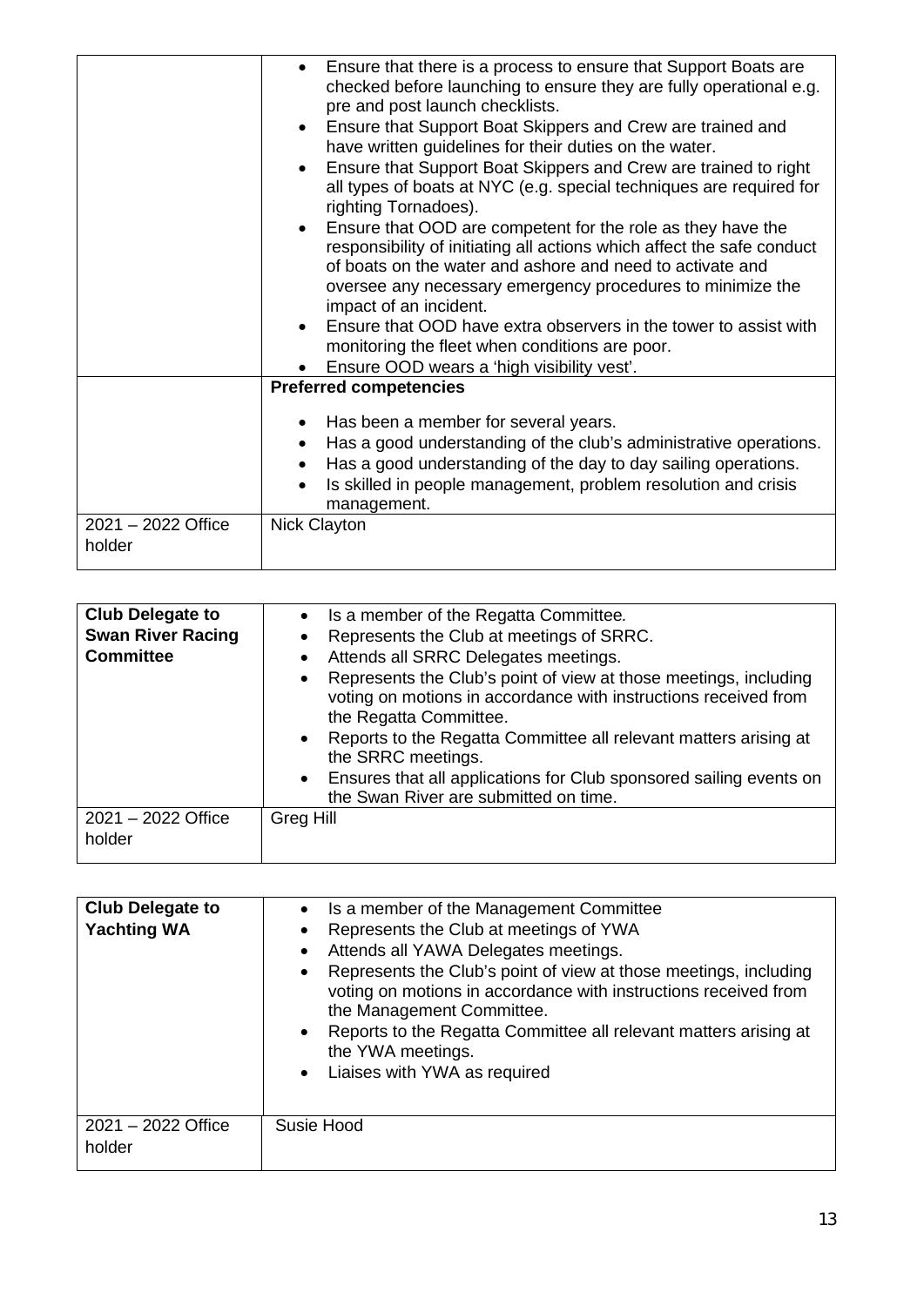| | |
|---|---|
| | • Ensure that there is a process to ensure that Support Boats are checked before launching to ensure they are fully operational e.g. pre and post launch checklists.<br>• Ensure that Support Boat Skippers and Crew are trained and have written guidelines for their duties on the water.<br>• Ensure that Support Boat Skippers and Crew are trained to right all types of boats at NYC (e.g. special techniques are required for righting Tornadoes).<br>• Ensure that OOD are competent for the role as they have the responsibility of initiating all actions which affect the safe conduct of boats on the water and ashore and need to activate and oversee any necessary emergency procedures to minimize the impact of an incident.<br>• Ensure that OOD have extra observers in the tower to assist with monitoring the fleet when conditions are poor.<br>• Ensure OOD wears a 'high visibility vest'. |
| | **Preferred competencies**<br>• Has been a member for several years.<br>• Has a good understanding of the club's administrative operations.<br>• Has a good understanding of the day to day sailing operations.<br>• Is skilled in people management, problem resolution and crisis management. |
| 2021 – 2022 Office holder | Nick Clayton |

| | |
|---|---|
| **Club Delegate to Swan River Racing Committee** | • Is a member of the Regatta Committee*.*<br>• Represents the Club at meetings of SRRC.<br>• Attends all SRRC Delegates meetings.<br>• Represents the Club's point of view at those meetings, including voting on motions in accordance with instructions received from the Regatta Committee.<br>• Reports to the Regatta Committee all relevant matters arising at the SRRC meetings.<br>• Ensures that all applications for Club sponsored sailing events on the Swan River are submitted on time. |
| 2021 – 2022 Office holder | Greg Hill |

| | |
|---|---|
| **Club Delegate to Yachting WA** | • Is a member of the Management Committee<br>• Represents the Club at meetings of YWA<br>• Attends all YAWA Delegates meetings.<br>• Represents the Club's point of view at those meetings, including voting on motions in accordance with instructions received from the Management Committee.<br>• Reports to the Regatta Committee all relevant matters arising at the YWA meetings.<br>• Liaises with YWA as required |
| 2021 – 2022 Office holder | Susie Hood |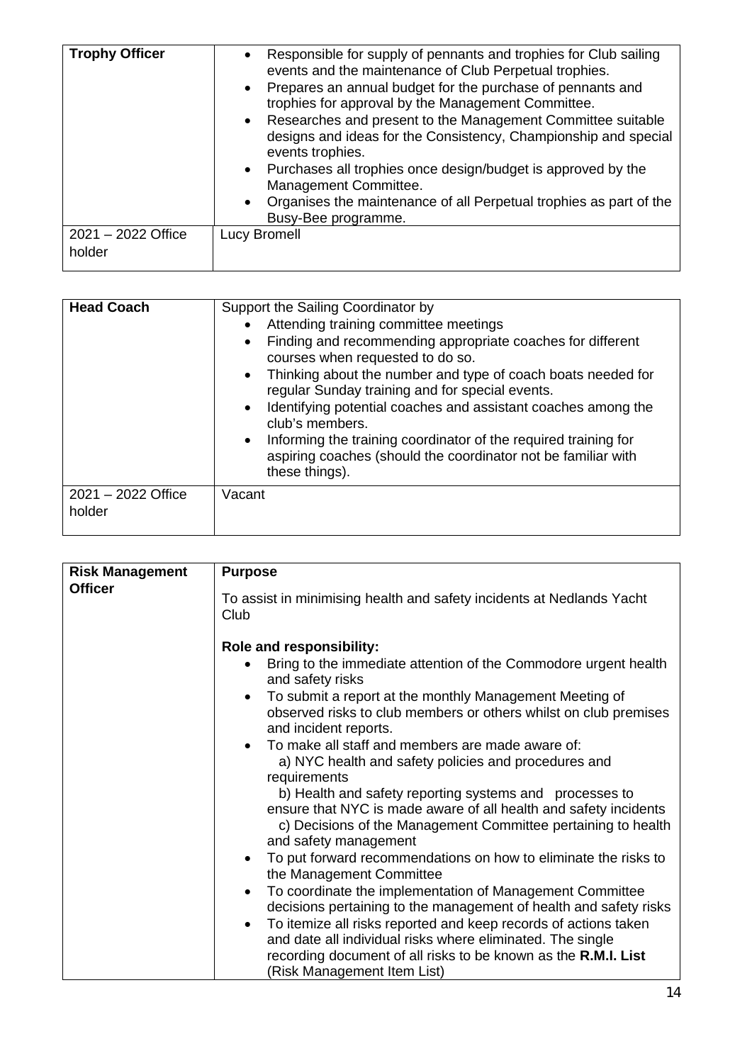| **Trophy Officer** | <ul><li>Responsible for supply of pennants and trophies for Club sailing events and the maintenance of Club Perpetual trophies.</li><li>Prepares an annual budget for the purchase of pennants and trophies for approval by the Management Committee.</li><li>Researches and present to the Management Committee suitable designs and ideas for the Consistency, Championship and special events trophies.</li><li>Purchases all trophies once design/budget is approved by the Management Committee.</li><li>Organises the maintenance of all Perpetual trophies as part of the Busy-Bee programme.</li></ul> |
|---|---|
| 2021 – 2022 Office holder | Lucy Bromell |

| **Head Coach** | Support the Sailing Coordinator by<ul><li>Attending training committee meetings</li><li>Finding and recommending appropriate coaches for different courses when requested to do so.</li><li>Thinking about the number and type of coach boats needed for regular Sunday training and for special events.</li><li>Identifying potential coaches and assistant coaches among the club's members.</li><li>Informing the training coordinator of the required training for aspiring coaches (should the coordinator not be familiar with these things).</li></ul> |
|---|---|
| 2021 – 2022 Office holder | Vacant |

| **Risk Management Officer** | **Purpose**<br><br>To assist in minimising health and safety incidents at Nedlands Yacht Club<br><br>**Role and responsibility:**<ul><li>Bring to the immediate attention of the Commodore urgent health and safety risks</li><li>To submit a report at the monthly Management Meeting of observed risks to club members or others whilst on club premises and incident reports.</li><li>To make all staff and members are made aware of:<br>a) NYC health and safety policies and procedures and requirements<br>b) Health and safety reporting systems and processes to ensure that NYC is made aware of all health and safety incidents<br>c) Decisions of the Management Committee pertaining to health and safety management</li><li>To put forward recommendations on how to eliminate the risks to the Management Committee</li><li>To coordinate the implementation of Management Committee decisions pertaining to the management of health and safety risks</li><li>To itemize all risks reported and keep records of actions taken and date all individual risks where eliminated. The single recording document of all risks to be known as the **R.M.I. List** (Risk Management Item List)</li></ul> |
|---|---|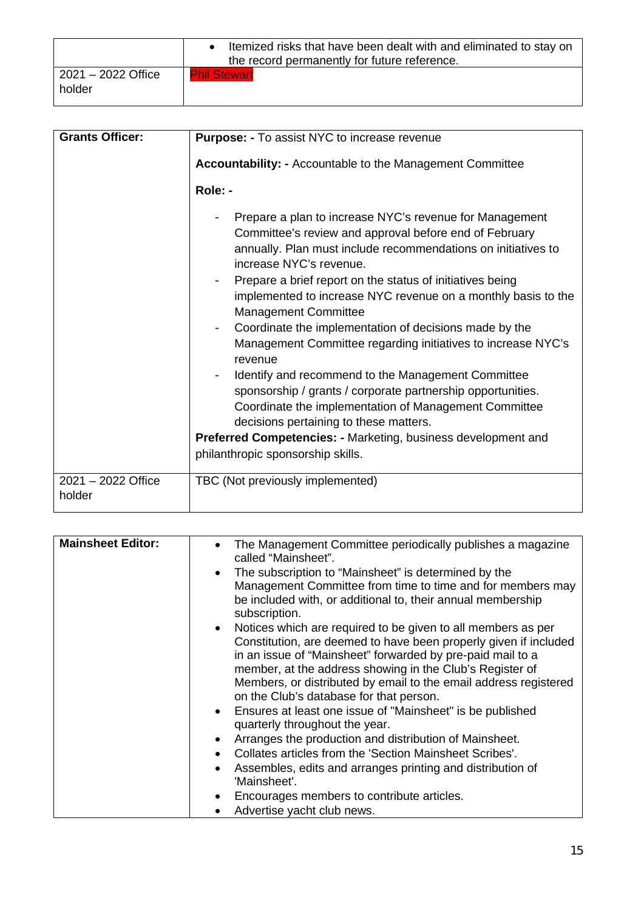| | |
|---|---|
| | • Itemized risks that have been dealt with and eliminated to stay on the record permanently for future reference. |
| 2021 – 2022 Office holder | Phil Stewart |

| | |
|---|---|
| **Grants Officer:** | **Purpose: -** To assist NYC to increase revenue<br><br>**Accountability: -** Accountable to the Management Committee<br><br>**Role: -**<br><br>- Prepare a plan to increase NYC's revenue for Management Committee's review and approval before end of February annually. Plan must include recommendations on initiatives to increase NYC's revenue.<br>- Prepare a brief report on the status of initiatives being implemented to increase NYC revenue on a monthly basis to the Management Committee<br>- Coordinate the implementation of decisions made by the Management Committee regarding initiatives to increase NYC's revenue<br>- Identify and recommend to the Management Committee sponsorship / grants / corporate partnership opportunities. Coordinate the implementation of Management Committee decisions pertaining to these matters.<br><br>**Preferred Competencies: -** Marketing, business development and philanthropic sponsorship skills. |
| 2021 – 2022 Office holder | TBC (Not previously implemented) |

| | |
|---|---|
| **Mainsheet Editor:** | • The Management Committee periodically publishes a magazine called "Mainsheet".<br>• The subscription to "Mainsheet" is determined by the Management Committee from time to time and for members may be included with, or additional to, their annual membership subscription.<br>• Notices which are required to be given to all members as per Constitution, are deemed to have been properly given if included in an issue of "Mainsheet" forwarded by pre-paid mail to a member, at the address showing in the Club's Register of Members, or distributed by email to the email address registered on the Club's database for that person.<br>• Ensures at least one issue of "Mainsheet" is be published quarterly throughout the year.<br>• Arranges the production and distribution of Mainsheet.<br>• Collates articles from the 'Section Mainsheet Scribes'.<br>• Assembles, edits and arranges printing and distribution of 'Mainsheet'.<br>• Encourages members to contribute articles.<br>• Advertise yacht club news. |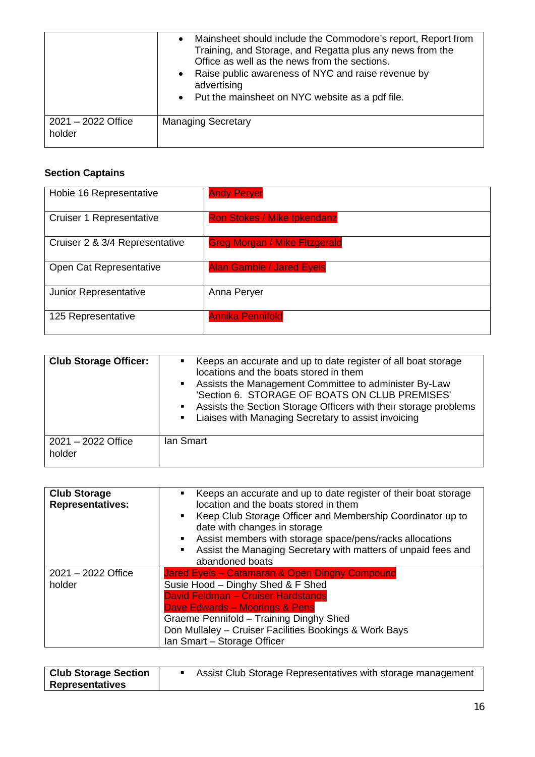| | • Mainsheet should include the Commodore's report, Report from Training, and Storage, and Regatta plus any news from the Office as well as the news from the sections.<br>• Raise public awareness of NYC and raise revenue by advertising<br>• Put the mainsheet on NYC website as a pdf file. |
|---|---|
| 2021 – 2022 Office holder | Managing Secretary |

**Section Captains**

| Hobie 16 Representative | Andy Peryer |
|---|---|
| Cruiser 1 Representative | Ron Stokes / Mike Ipkendanz |
| Cruiser 2 & 3/4 Representative | Greg Morgan / Mike Fitzgerald |
| Open Cat Representative | Alan Gamble / Jared Eyels |
| Junior Representative | Anna Peryer |
| 125 Representative | Annika Pennifold |

| **Club Storage Officer:** | ▪ Keeps an accurate and up to date register of all boat storage locations and the boats stored in them<br>▪ Assists the Management Committee to administer By-Law 'Section 6. STORAGE OF BOATS ON CLUB PREMISES'<br>▪ Assists the Section Storage Officers with their storage problems<br>▪ Liaises with Managing Secretary to assist invoicing |
|---|---|
| 2021 – 2022 Office holder | Ian Smart |

| **Club Storage Representatives:** | ▪ Keeps an accurate and up to date register of their boat storage location and the boats stored in them<br>▪ Keep Club Storage Officer and Membership Coordinator up to date with changes in storage<br>▪ Assist members with storage space/pens/racks allocations<br>▪ Assist the Managing Secretary with matters of unpaid fees and abandoned boats |
|---|---|
| 2021 – 2022 Office holder | Jared Eyels – Catamaran & Open Dinghy Compound<br>Susie Hood – Dinghy Shed & F Shed<br>David Feldman – Cruiser Hardstands<br>Dave Edwards – Moorings & Pens<br>Graeme Pennifold – Training Dinghy Shed<br>Don Mullaley – Cruiser Facilities Bookings & Work Bays<br>Ian Smart – Storage Officer |

| **Club Storage Section Representatives** | ▪ Assist Club Storage Representatives with storage management |
|---|---|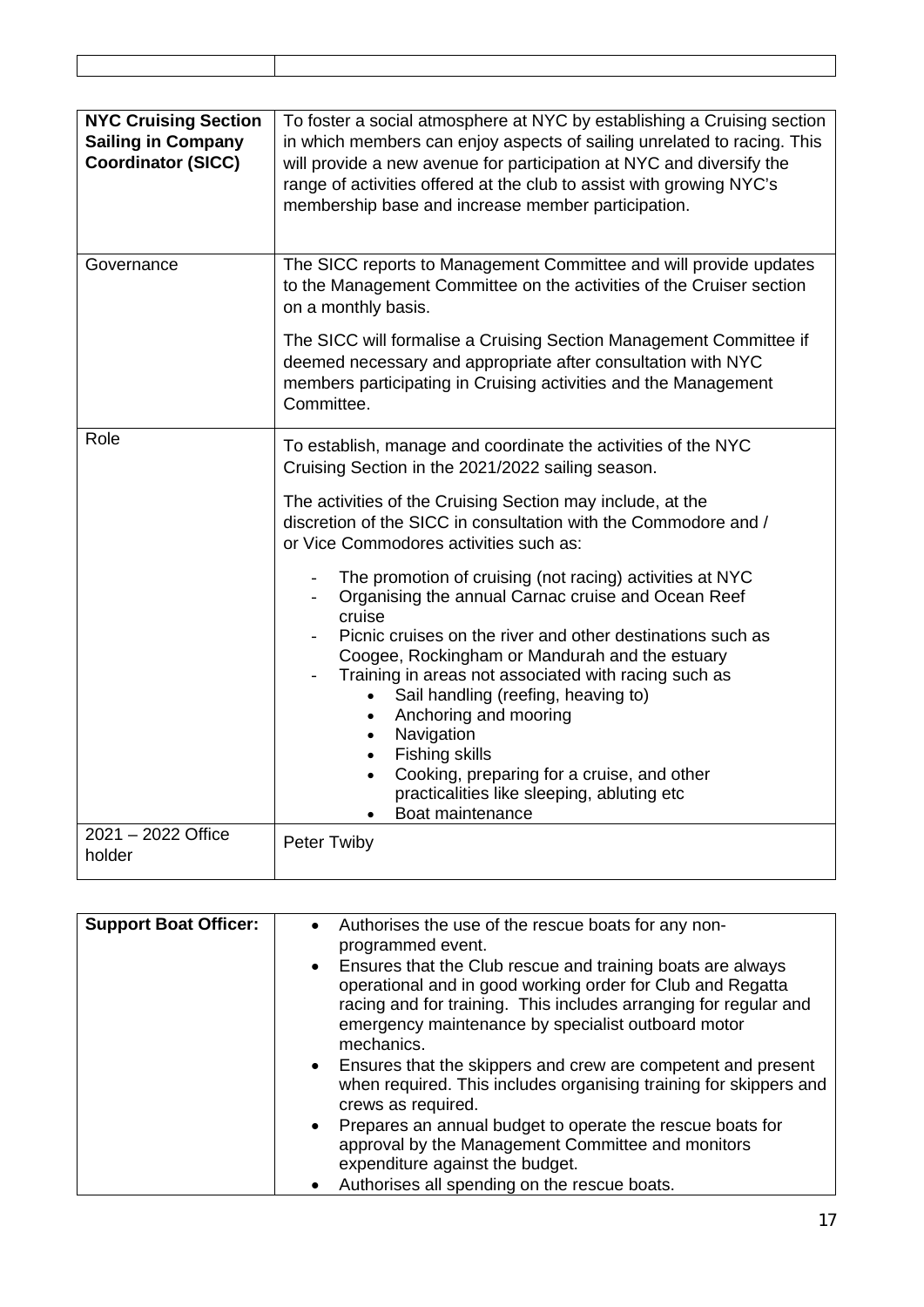| | |
|---|---|
| | |

| **NYC Cruising Section Sailing in Company Coordinator (SICC)** | To foster a social atmosphere at NYC by establishing a Cruising section in which members can enjoy aspects of sailing unrelated to racing. This will provide a new avenue for participation at NYC and diversify the range of activities offered at the club to assist with growing NYC's membership base and increase member participation. |
|---|---|
| Governance | The SICC reports to Management Committee and will provide updates to the Management Committee on the activities of the Cruiser section on a monthly basis.<br><br>The SICC will formalise a Cruising Section Management Committee if deemed necessary and appropriate after consultation with NYC members participating in Cruising activities and the Management Committee. |
| Role | To establish, manage and coordinate the activities of the NYC Cruising Section in the 2021/2022 sailing season.<br><br>The activities of the Cruising Section may include, at the discretion of the SICC in consultation with the Commodore and / or Vice Commodores activities such as:<br><br>- The promotion of cruising (not racing) activities at NYC<br>- Organising the annual Carnac cruise and Ocean Reef cruise<br>- Picnic cruises on the river and other destinations such as Coogee, Rockingham or Mandurah and the estuary<br>- Training in areas not associated with racing such as<br>  • Sail handling (reefing, heaving to)<br>  • Anchoring and mooring<br>  • Navigation<br>  • Fishing skills<br>  • Cooking, preparing for a cruise, and other practicalities like sleeping, abluting etc<br>  • Boat maintenance |
| 2021 – 2022 Office holder | Peter Twiby |

| **Support Boat Officer:** | • Authorises the use of the rescue boats for any non-programmed event.<br>• Ensures that the Club rescue and training boats are always operational and in good working order for Club and Regatta racing and for training. This includes arranging for regular and emergency maintenance by specialist outboard motor mechanics.<br>• Ensures that the skippers and crew are competent and present when required. This includes organising training for skippers and crews as required.<br>• Prepares an annual budget to operate the rescue boats for approval by the Management Committee and monitors expenditure against the budget.<br>• Authorises all spending on the rescue boats. |
|---|---|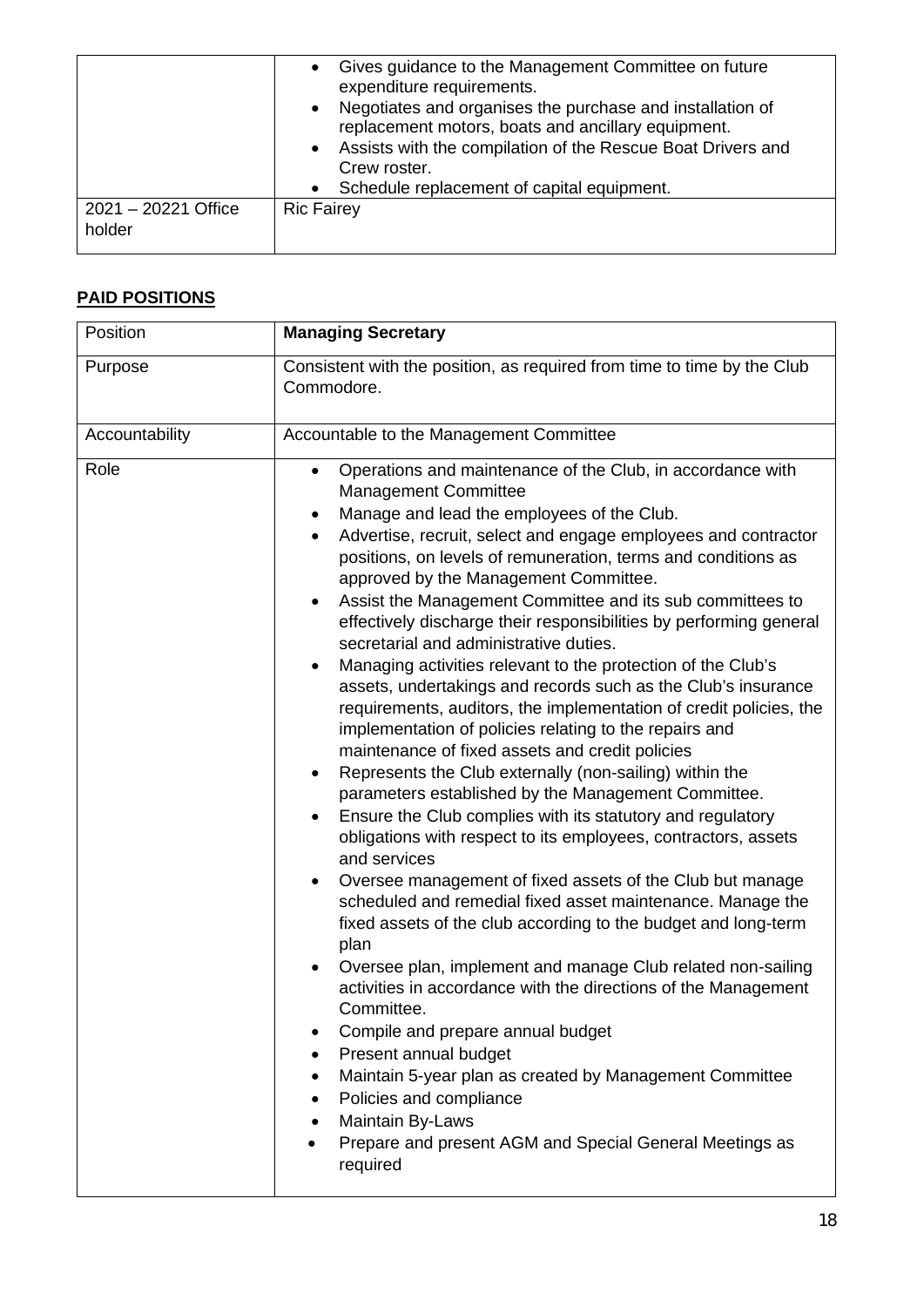| | |
|---|---|
| | • Gives guidance to the Management Committee on future expenditure requirements.<br>• Negotiates and organises the purchase and installation of replacement motors, boats and ancillary equipment.<br>• Assists with the compilation of the Rescue Boat Drivers and Crew roster.<br>• Schedule replacement of capital equipment. |
| 2021 – 20221 Office holder | Ric Fairey |

## PAID POSITIONS

| Position | **Managing Secretary** |
|---|---|
| Purpose | Consistent with the position, as required from time to time by the Club Commodore. |
| Accountability | Accountable to the Management Committee |
| Role | • Operations and maintenance of the Club, in accordance with Management Committee<br>• Manage and lead the employees of the Club.<br>• Advertise, recruit, select and engage employees and contractor positions, on levels of remuneration, terms and conditions as approved by the Management Committee.<br>• Assist the Management Committee and its sub committees to effectively discharge their responsibilities by performing general secretarial and administrative duties.<br>• Managing activities relevant to the protection of the Club's assets, undertakings and records such as the Club's insurance requirements, auditors, the implementation of credit policies, the implementation of policies relating to the repairs and maintenance of fixed assets and credit policies<br>• Represents the Club externally (non-sailing) within the parameters established by the Management Committee.<br>• Ensure the Club complies with its statutory and regulatory obligations with respect to its employees, contractors, assets and services<br>• Oversee management of fixed assets of the Club but manage scheduled and remedial fixed asset maintenance. Manage the fixed assets of the club according to the budget and long-term plan<br>• Oversee plan, implement and manage Club related non-sailing activities in accordance with the directions of the Management Committee.<br>• Compile and prepare annual budget<br>• Present annual budget<br>• Maintain 5-year plan as created by Management Committee<br>• Policies and compliance<br>• Maintain By-Laws<br>• Prepare and present AGM and Special General Meetings as required |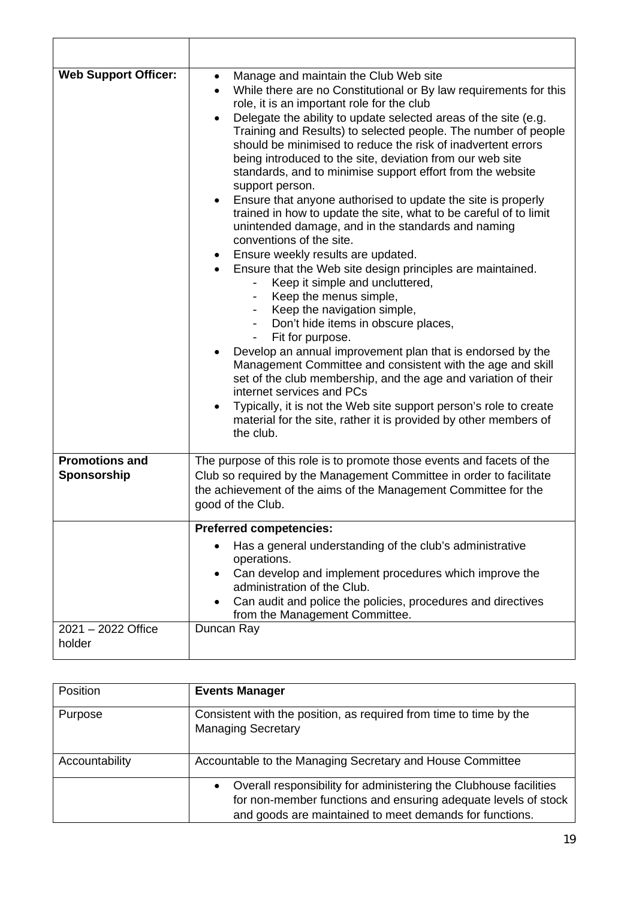| | |
|---|---|
| **Web Support Officer:** | • Manage and maintain the Club Web site<br>• While there are no Constitutional or By law requirements for this role, it is an important role for the club<br>• Delegate the ability to update selected areas of the site (e.g. Training and Results) to selected people. The number of people should be minimised to reduce the risk of inadvertent errors being introduced to the site, deviation from our web site standards, and to minimise support effort from the website support person.<br>• Ensure that anyone authorised to update the site is properly trained in how to update the site, what to be careful of to limit unintended damage, and in the standards and naming conventions of the site.<br>• Ensure weekly results are updated.<br>• Ensure that the Web site design principles are maintained.<br>&nbsp;&nbsp;- Keep it simple and uncluttered,<br>&nbsp;&nbsp;- Keep the menus simple,<br>&nbsp;&nbsp;- Keep the navigation simple,<br>&nbsp;&nbsp;- Don't hide items in obscure places,<br>&nbsp;&nbsp;- Fit for purpose.<br>• Develop an annual improvement plan that is endorsed by the Management Committee and consistent with the age and skill set of the club membership, and the age and variation of their internet services and PCs<br>• Typically, it is not the Web site support person's role to create material for the site, rather it is provided by other members of the club. |
| **Promotions and Sponsorship** | The purpose of this role is to promote those events and facets of the Club so required by the Management Committee in order to facilitate the achievement of the aims of the Management Committee for the good of the Club. |
| | **Preferred competencies:**<br>• Has a general understanding of the club's administrative operations.<br>• Can develop and implement procedures which improve the administration of the Club.<br>• Can audit and police the policies, procedures and directives from the Management Committee. |
| 2021 – 2022 Office holder | Duncan Ray |

| Position | **Events Manager** |
|---|---|
| Purpose | Consistent with the position, as required from time to time by the Managing Secretary |
| Accountability | Accountable to the Managing Secretary and House Committee |
| | • Overall responsibility for administering the Clubhouse facilities for non-member functions and ensuring adequate levels of stock and goods are maintained to meet demands for functions. |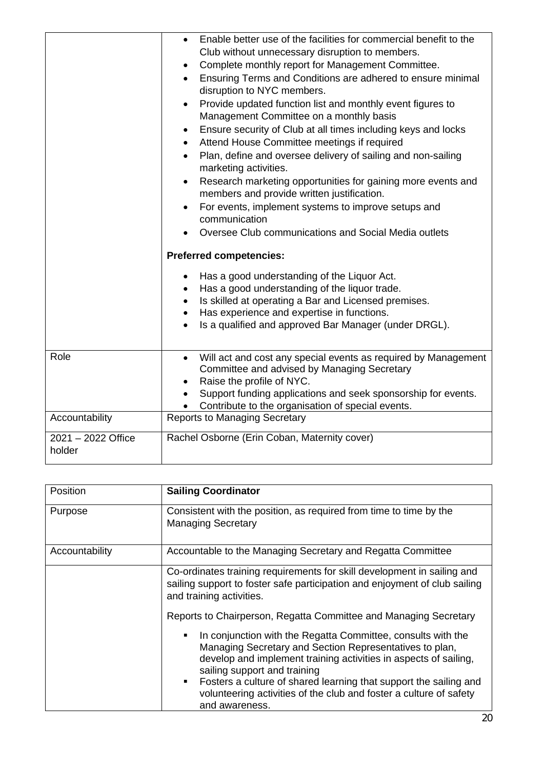| | |
|---|---|
| | • Enable better use of the facilities for commercial benefit to the Club without unnecessary disruption to members.<br>• Complete monthly report for Management Committee.<br>• Ensuring Terms and Conditions are adhered to ensure minimal disruption to NYC members.<br>• Provide updated function list and monthly event figures to Management Committee on a monthly basis<br>• Ensure security of Club at all times including keys and locks<br>• Attend House Committee meetings if required<br>• Plan, define and oversee delivery of sailing and non-sailing marketing activities.<br>• Research marketing opportunities for gaining more events and members and provide written justification.<br>• For events, implement systems to improve setups and communication<br>• Oversee Club communications and Social Media outlets<br><br>**Preferred competencies:**<br><br>• Has a good understanding of the Liquor Act.<br>• Has a good understanding of the liquor trade.<br>• Is skilled at operating a Bar and Licensed premises.<br>• Has experience and expertise in functions.<br>• Is a qualified and approved Bar Manager (under DRGL). |
| Role | • Will act and cost any special events as required by Management Committee and advised by Managing Secretary<br>• Raise the profile of NYC.<br>• Support funding applications and seek sponsorship for events.<br>• Contribute to the organisation of special events. |
| Accountability | Reports to Managing Secretary |
| 2021 – 2022 Office holder | Rachel Osborne (Erin Coban, Maternity cover) |

| Position | **Sailing Coordinator** |
|---|---|
| Purpose | Consistent with the position, as required from time to time by the Managing Secretary |
| Accountability | Accountable to the Managing Secretary and Regatta Committee |
| | Co-ordinates training requirements for skill development in sailing and sailing support to foster safe participation and enjoyment of club sailing and training activities.<br><br>Reports to Chairperson, Regatta Committee and Managing Secretary<br><br>▪ In conjunction with the Regatta Committee, consults with the Managing Secretary and Section Representatives to plan, develop and implement training activities in aspects of sailing, sailing support and training<br>▪ Fosters a culture of shared learning that support the sailing and volunteering activities of the club and foster a culture of safety and awareness. |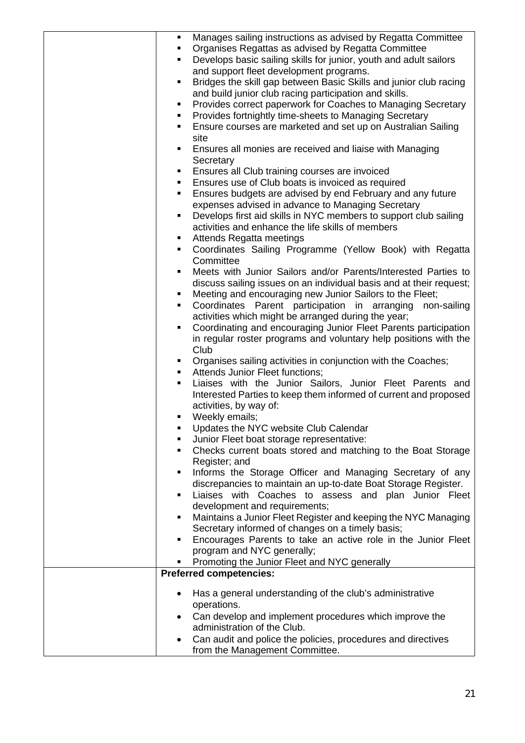| | |
|---|---|
| | - Manages sailing instructions as advised by Regatta Committee<br>- Organises Regattas as advised by Regatta Committee<br>- Develops basic sailing skills for junior, youth and adult sailors and support fleet development programs.<br>- Bridges the skill gap between Basic Skills and junior club racing and build junior club racing participation and skills.<br>- Provides correct paperwork for Coaches to Managing Secretary<br>- Provides fortnightly time-sheets to Managing Secretary<br>- Ensure courses are marketed and set up on Australian Sailing site<br>- Ensures all monies are received and liaise with Managing Secretary<br>- Ensures all Club training courses are invoiced<br>- Ensures use of Club boats is invoiced as required<br>- Ensures budgets are advised by end February and any future expenses advised in advance to Managing Secretary<br>- Develops first aid skills in NYC members to support club sailing activities and enhance the life skills of members<br>- Attends Regatta meetings<br>- Coordinates Sailing Programme (Yellow Book) with Regatta Committee<br>- Meets with Junior Sailors and/or Parents/Interested Parties to discuss sailing issues on an individual basis and at their request;<br>- Meeting and encouraging new Junior Sailors to the Fleet;<br>- Coordinates Parent participation in arranging non-sailing activities which might be arranged during the year;<br>- Coordinating and encouraging Junior Fleet Parents participation in regular roster programs and voluntary help positions with the Club<br>- Organises sailing activities in conjunction with the Coaches;<br>- Attends Junior Fleet functions;<br>- Liaises with the Junior Sailors, Junior Fleet Parents and Interested Parties to keep them informed of current and proposed activities, by way of:<br>- Weekly emails;<br>- Updates the NYC website Club Calendar<br>- Junior Fleet boat storage representative:<br>- Checks current boats stored and matching to the Boat Storage Register; and<br>- Informs the Storage Officer and Managing Secretary of any discrepancies to maintain an up-to-date Boat Storage Register.<br>- Liaises with Coaches to assess and plan Junior Fleet development and requirements;<br>- Maintains a Junior Fleet Register and keeping the NYC Managing Secretary informed of changes on a timely basis;<br>- Encourages Parents to take an active role in the Junior Fleet program and NYC generally;<br>- Promoting the Junior Fleet and NYC generally |
| | **Preferred competencies:** |
| | - Has a general understanding of the club's administrative operations.<br>- Can develop and implement procedures which improve the administration of the Club.<br>- Can audit and police the policies, procedures and directives from the Management Committee. |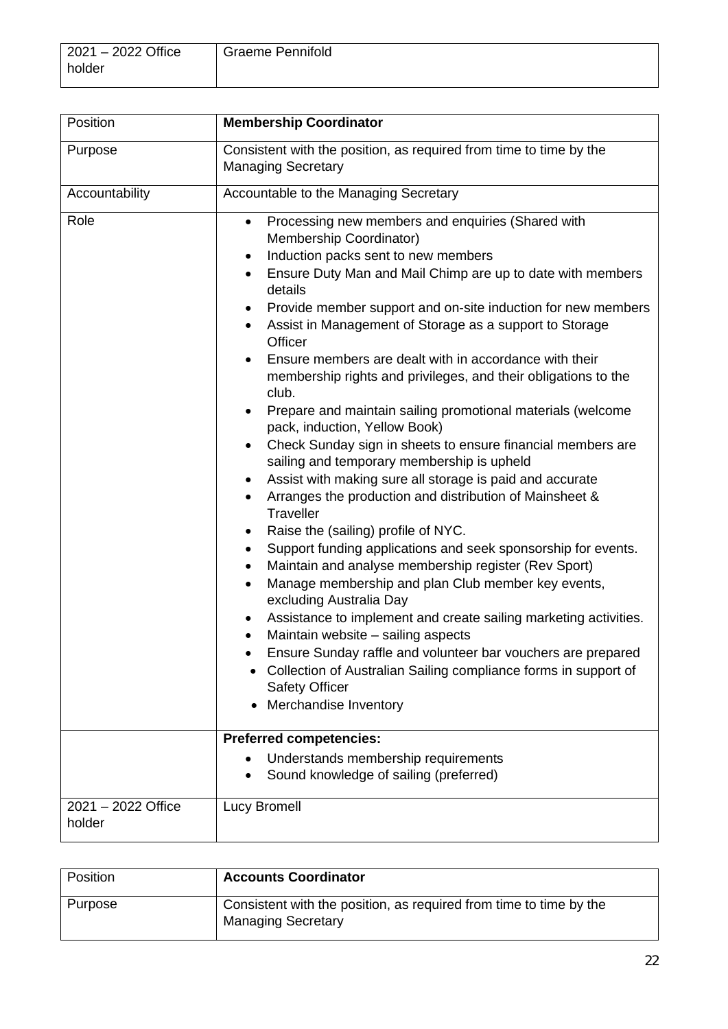| 2021 – 2022 Office holder | Graeme Pennifold |
|---|---|

| Position | **Membership Coordinator** |
|---|---|
| Purpose | Consistent with the position, as required from time to time by the Managing Secretary |
| Accountability | Accountable to the Managing Secretary |
| Role | • Processing new members and enquiries (Shared with Membership Coordinator)<br>• Induction packs sent to new members<br>• Ensure Duty Man and Mail Chimp are up to date with members details<br>• Provide member support and on-site induction for new members<br>• Assist in Management of Storage as a support to Storage Officer<br>• Ensure members are dealt with in accordance with their membership rights and privileges, and their obligations to the club.<br>• Prepare and maintain sailing promotional materials (welcome pack, induction, Yellow Book)<br>• Check Sunday sign in sheets to ensure financial members are sailing and temporary membership is upheld<br>• Assist with making sure all storage is paid and accurate<br>• Arranges the production and distribution of Mainsheet & Traveller<br>• Raise the (sailing) profile of NYC.<br>• Support funding applications and seek sponsorship for events.<br>• Maintain and analyse membership register (Rev Sport)<br>• Manage membership and plan Club member key events, excluding Australia Day<br>• Assistance to implement and create sailing marketing activities.<br>• Maintain website – sailing aspects<br>• Ensure Sunday raffle and volunteer bar vouchers are prepared<br>• Collection of Australian Sailing compliance forms in support of Safety Officer<br>• Merchandise Inventory |
| | **Preferred competencies:**<br>• Understands membership requirements<br>• Sound knowledge of sailing (preferred) |
| 2021 – 2022 Office holder | Lucy Bromell |

| Position | **Accounts Coordinator** |
|---|---|
| Purpose | Consistent with the position, as required from time to time by the Managing Secretary |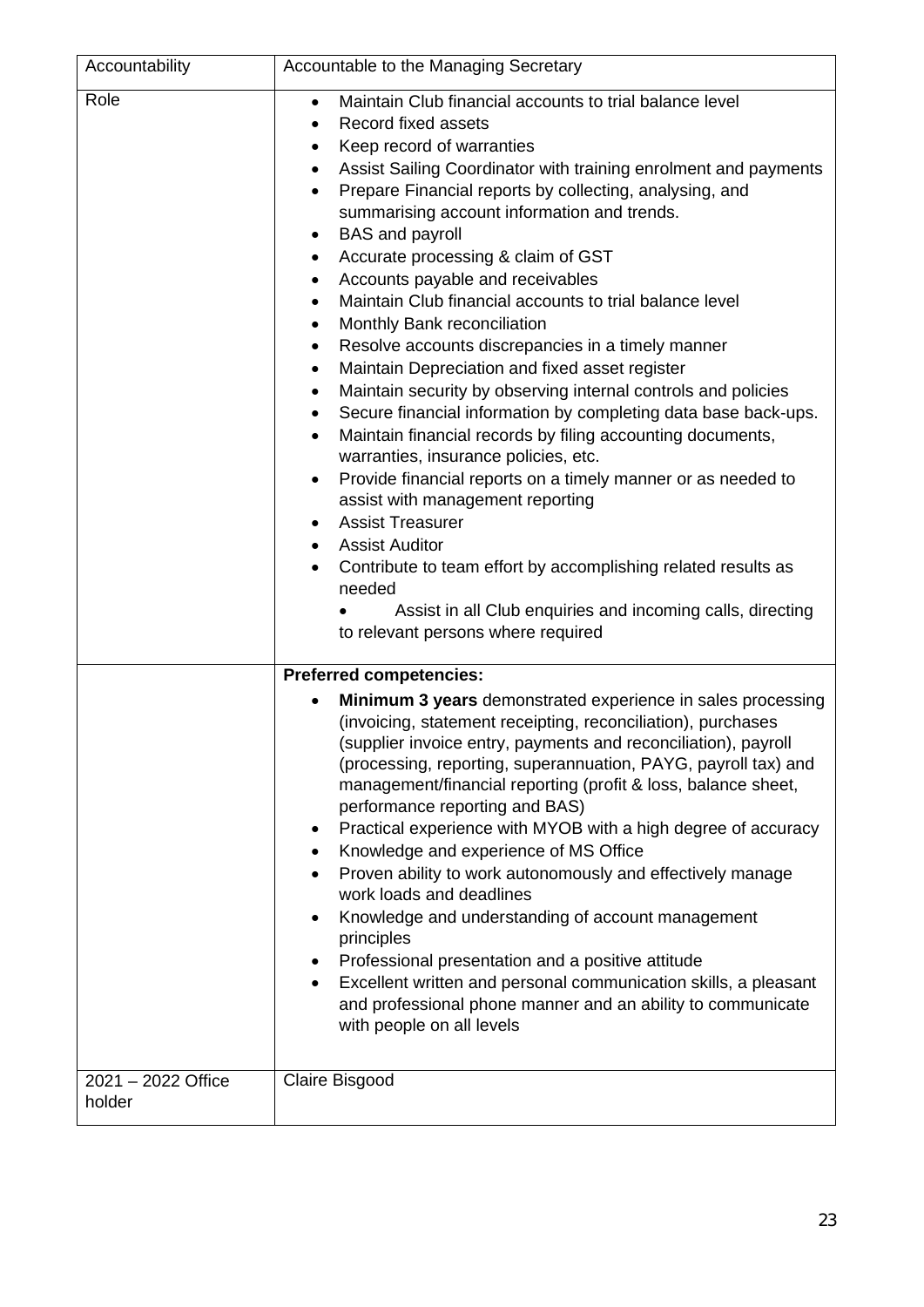| Accountability | Accountable to the Managing Secretary |
|---|---|
| Role | • Maintain Club financial accounts to trial balance level<br>• Record fixed assets<br>• Keep record of warranties<br>• Assist Sailing Coordinator with training enrolment and payments<br>• Prepare Financial reports by collecting, analysing, and summarising account information and trends.<br>• BAS and payroll<br>• Accurate processing & claim of GST<br>• Accounts payable and receivables<br>• Maintain Club financial accounts to trial balance level<br>• Monthly Bank reconciliation<br>• Resolve accounts discrepancies in a timely manner<br>• Maintain Depreciation and fixed asset register<br>• Maintain security by observing internal controls and policies<br>• Secure financial information by completing data base back-ups.<br>• Maintain financial records by filing accounting documents, warranties, insurance policies, etc.<br>• Provide financial reports on a timely manner or as needed to assist with management reporting<br>• Assist Treasurer<br>• Assist Auditor<br>• Contribute to team effort by accomplishing related results as needed<br>• Assist in all Club enquiries and incoming calls, directing to relevant persons where required |
| | **Preferred competencies:**<br>• **Minimum 3 years** demonstrated experience in sales processing (invoicing, statement receipting, reconciliation), purchases (supplier invoice entry, payments and reconciliation), payroll (processing, reporting, superannuation, PAYG, payroll tax) and management/financial reporting (profit & loss, balance sheet, performance reporting and BAS)<br>• Practical experience with MYOB with a high degree of accuracy<br>• Knowledge and experience of MS Office<br>• Proven ability to work autonomously and effectively manage work loads and deadlines<br>• Knowledge and understanding of account management principles<br>• Professional presentation and a positive attitude<br>• Excellent written and personal communication skills, a pleasant and professional phone manner and an ability to communicate with people on all levels |
| 2021 – 2022 Office holder | Claire Bisgood |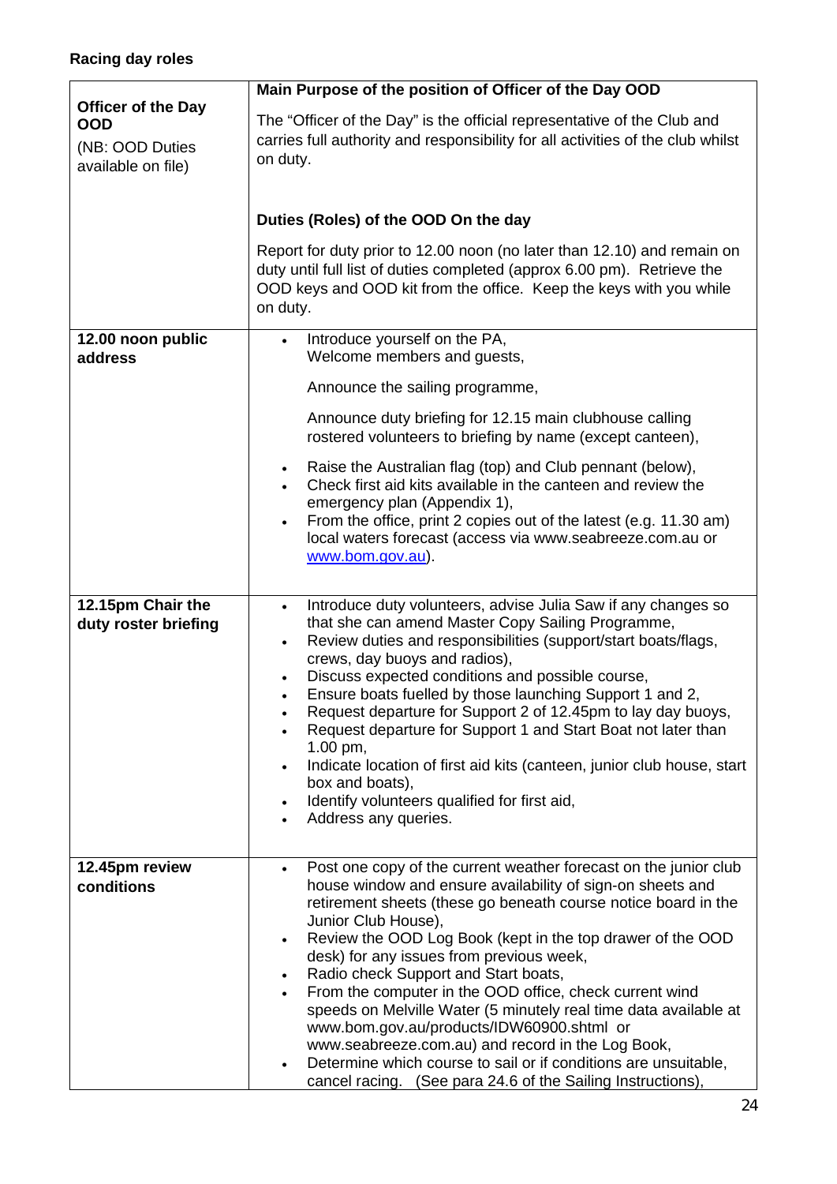**Racing day roles**

| | |
|---|---|
| **Officer of the Day OOD**<br><br>(NB: OOD Duties available on file) | **Main Purpose of the position of Officer of the Day OOD**<br><br>The "Officer of the Day" is the official representative of the Club and carries full authority and responsibility for all activities of the club whilst on duty.<br><br>**Duties (Roles) of the OOD On the day**<br><br>Report for duty prior to 12.00 noon (no later than 12.10) and remain on duty until full list of duties completed (approx 6.00 pm). Retrieve the OOD keys and OOD kit from the office. Keep the keys with you while on duty. |
| **12.00 noon public address** | • Introduce yourself on the PA,<br>Welcome members and guests,<br><br>Announce the sailing programme,<br><br>Announce duty briefing for 12.15 main clubhouse calling rostered volunteers to briefing by name (except canteen),<br><br>• Raise the Australian flag (top) and Club pennant (below),<br>• Check first aid kits available in the canteen and review the emergency plan (Appendix 1),<br>• From the office, print 2 copies out of the latest (e.g. 11.30 am) local waters forecast (access via www.seabreeze.com.au or www.bom.gov.au). |
| **12.15pm Chair the duty roster briefing** | • Introduce duty volunteers, advise Julia Saw if any changes so that she can amend Master Copy Sailing Programme,<br>• Review duties and responsibilities (support/start boats/flags, crews, day buoys and radios),<br>• Discuss expected conditions and possible course,<br>• Ensure boats fuelled by those launching Support 1 and 2,<br>• Request departure for Support 2 of 12.45pm to lay day buoys,<br>• Request departure for Support 1 and Start Boat not later than 1.00 pm,<br>• Indicate location of first aid kits (canteen, junior club house, start box and boats),<br>• Identify volunteers qualified for first aid,<br>• Address any queries. |
| **12.45pm review conditions** | • Post one copy of the current weather forecast on the junior club house window and ensure availability of sign-on sheets and retirement sheets (these go beneath course notice board in the Junior Club House),<br>• Review the OOD Log Book (kept in the top drawer of the OOD desk) for any issues from previous week,<br>• Radio check Support and Start boats,<br>• From the computer in the OOD office, check current wind speeds on Melville Water (5 minutely real time data available at www.bom.gov.au/products/IDW60900.shtml or www.seabreeze.com.au) and record in the Log Book,<br>• Determine which course to sail or if conditions are unsuitable, cancel racing. (See para 24.6 of the Sailing Instructions), |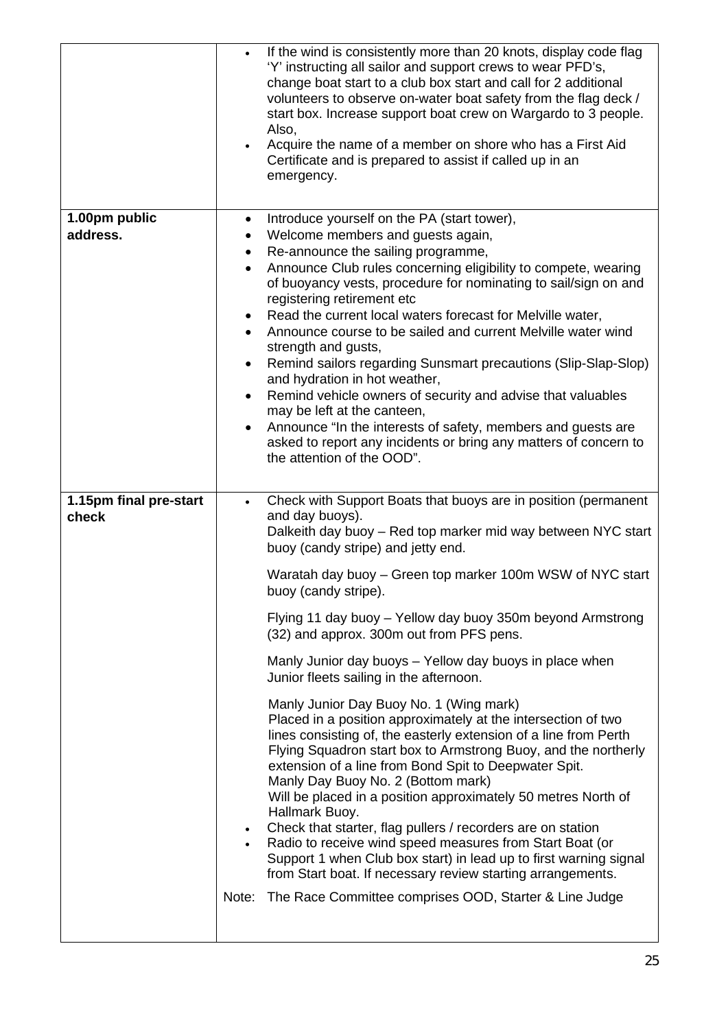| | |
|---|---|
| | • If the wind is consistently more than 20 knots, display code flag 'Y' instructing all sailor and support crews to wear PFD's, change boat start to a club box start and call for 2 additional volunteers to observe on-water boat safety from the flag deck / start box. Increase support boat crew on Wargardo to 3 people. Also,<br>• Acquire the name of a member on shore who has a First Aid Certificate and is prepared to assist if called up in an emergency. |
| **1.00pm public address.** | • Introduce yourself on the PA (start tower),<br>• Welcome members and guests again,<br>• Re-announce the sailing programme,<br>• Announce Club rules concerning eligibility to compete, wearing of buoyancy vests, procedure for nominating to sail/sign on and registering retirement etc<br>• Read the current local waters forecast for Melville water,<br>• Announce course to be sailed and current Melville water wind strength and gusts,<br>• Remind sailors regarding Sunsmart precautions (Slip-Slap-Slop) and hydration in hot weather,<br>• Remind vehicle owners of security and advise that valuables may be left at the canteen,<br>• Announce "In the interests of safety, members and guests are asked to report any incidents or bring any matters of concern to the attention of the OOD". |
| **1.15pm final pre-start check** | • Check with Support Boats that buoys are in position (permanent and day buoys).<br>Dalkeith day buoy – Red top marker mid way between NYC start buoy (candy stripe) and jetty end.<br><br>Waratah day buoy – Green top marker 100m WSW of NYC start buoy (candy stripe).<br><br>Flying 11 day buoy – Yellow day buoy 350m beyond Armstrong (32) and approx. 300m out from PFS pens.<br><br>Manly Junior day buoys – Yellow day buoys in place when Junior fleets sailing in the afternoon.<br><br>Manly Junior Day Buoy No. 1 (Wing mark)<br>Placed in a position approximately at the intersection of two lines consisting of, the easterly extension of a line from Perth Flying Squadron start box to Armstrong Buoy, and the northerly extension of a line from Bond Spit to Deepwater Spit.<br>Manly Day Buoy No. 2 (Bottom mark)<br>Will be placed in a position approximately 50 metres North of Hallmark Buoy.<br>• Check that starter, flag pullers / recorders are on station<br>• Radio to receive wind speed measures from Start Boat (or Support 1 when Club box start) in lead up to first warning signal from Start boat. If necessary review starting arrangements.<br><br>Note: The Race Committee comprises OOD, Starter & Line Judge |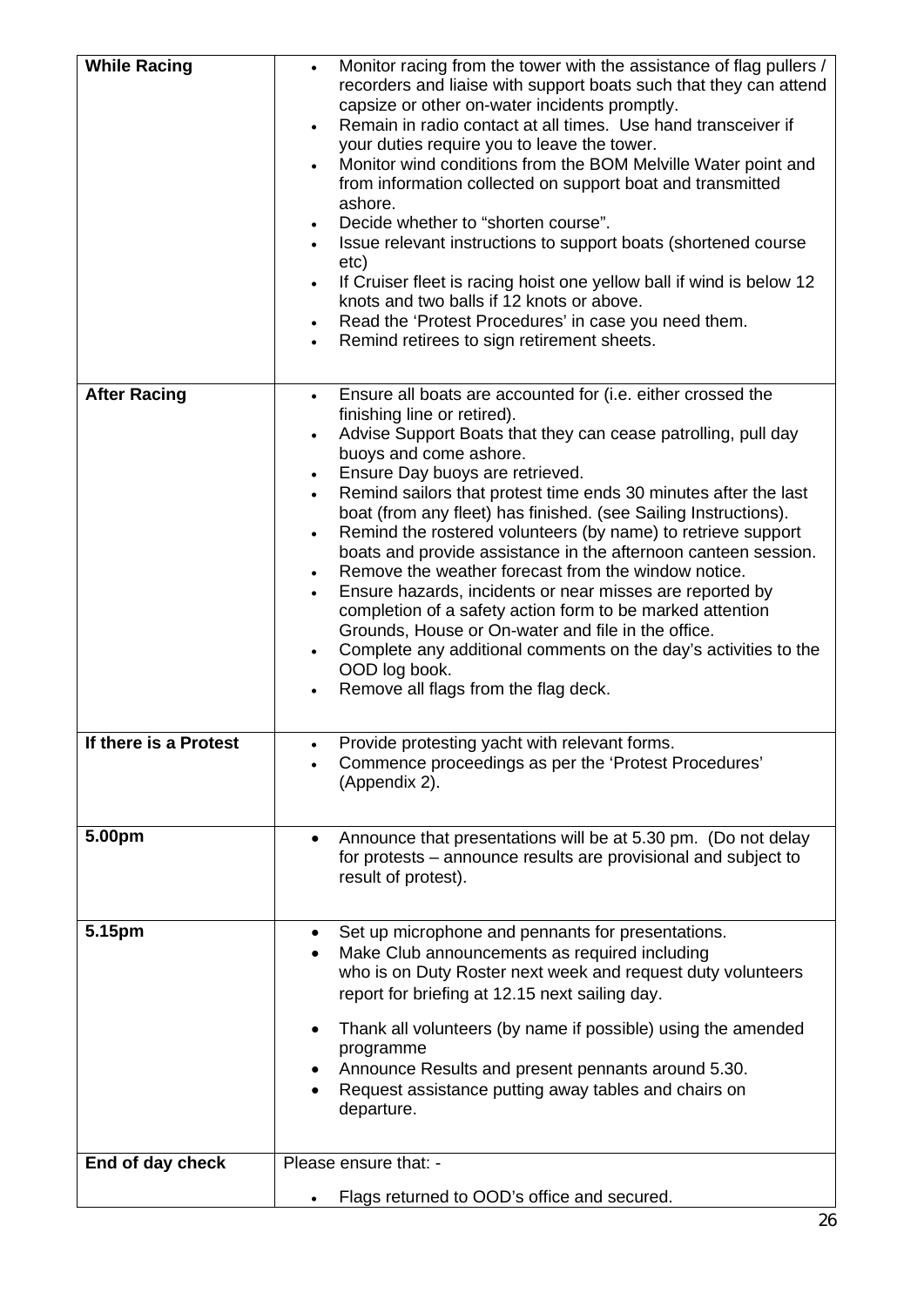| | |
|---|---|
| **While Racing** | • Monitor racing from the tower with the assistance of flag pullers / recorders and liaise with support boats such that they can attend capsize or other on-water incidents promptly.<br>• Remain in radio contact at all times. Use hand transceiver if your duties require you to leave the tower.<br>• Monitor wind conditions from the BOM Melville Water point and from information collected on support boat and transmitted ashore.<br>• Decide whether to "shorten course".<br>• Issue relevant instructions to support boats (shortened course etc)<br>• If Cruiser fleet is racing hoist one yellow ball if wind is below 12 knots and two balls if 12 knots or above.<br>• Read the 'Protest Procedures' in case you need them.<br>• Remind retirees to sign retirement sheets. |
| **After Racing** | • Ensure all boats are accounted for (i.e. either crossed the finishing line or retired).<br>• Advise Support Boats that they can cease patrolling, pull day buoys and come ashore.<br>• Ensure Day buoys are retrieved.<br>• Remind sailors that protest time ends 30 minutes after the last boat (from any fleet) has finished. (see Sailing Instructions).<br>• Remind the rostered volunteers (by name) to retrieve support boats and provide assistance in the afternoon canteen session.<br>• Remove the weather forecast from the window notice.<br>• Ensure hazards, incidents or near misses are reported by completion of a safety action form to be marked attention Grounds, House or On-water and file in the office.<br>• Complete any additional comments on the day's activities to the OOD log book.<br>• Remove all flags from the flag deck. |
| **If there is a Protest** | • Provide protesting yacht with relevant forms.<br>• Commence proceedings as per the 'Protest Procedures' (Appendix 2). |
| **5.00pm** | • Announce that presentations will be at 5.30 pm. (Do not delay for protests – announce results are provisional and subject to result of protest). |
| **5.15pm** | • Set up microphone and pennants for presentations.<br>• Make Club announcements as required including who is on Duty Roster next week and request duty volunteers report for briefing at 12.15 next sailing day.<br>• Thank all volunteers (by name if possible) using the amended programme<br>• Announce Results and present pennants around 5.30.<br>• Request assistance putting away tables and chairs on departure. |
| **End of day check** | Please ensure that: -<br>• Flags returned to OOD's office and secured. |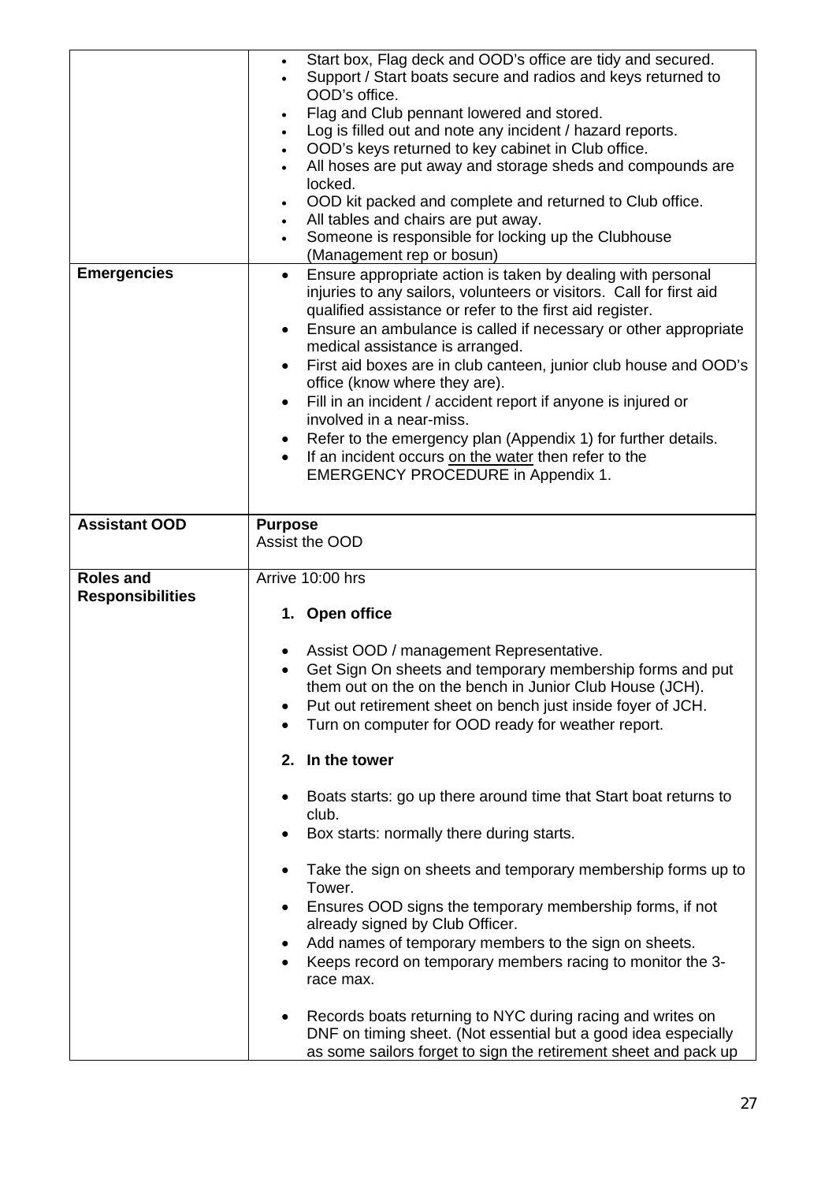| | |
|---|---|
| | • Start box, Flag deck and OOD's office are tidy and secured.<br>• Support / Start boats secure and radios and keys returned to OOD's office.<br>• Flag and Club pennant lowered and stored.<br>• Log is filled out and note any incident / hazard reports.<br>• OOD's keys returned to key cabinet in Club office.<br>• All hoses are put away and storage sheds and compounds are locked.<br>• OOD kit packed and complete and returned to Club office.<br>• All tables and chairs are put away.<br>• Someone is responsible for locking up the Clubhouse (Management rep or bosun) |
| **Emergencies** | • Ensure appropriate action is taken by dealing with personal injuries to any sailors, volunteers or visitors. Call for first aid qualified assistance or refer to the first aid register.<br>• Ensure an ambulance is called if necessary or other appropriate medical assistance is arranged.<br>• First aid boxes are in club canteen, junior club house and OOD's office (know where they are).<br>• Fill in an incident / accident report if anyone is injured or involved in a near-miss.<br>• Refer to the emergency plan (Appendix 1) for further details.<br>• If an incident occurs <u>on the water</u> then refer to the EMERGENCY PROCEDURE in Appendix 1. |
| **Assistant OOD** | **Purpose**<br>Assist the OOD |
| **Roles and Responsibilities** | Arrive 10:00 hrs<br><br>**1. Open office**<br><br>• Assist OOD / management Representative.<br>• Get Sign On sheets and temporary membership forms and put them out on the on the bench in Junior Club House (JCH).<br>• Put out retirement sheet on bench just inside foyer of JCH.<br>• Turn on computer for OOD ready for weather report.<br><br>**2. In the tower**<br><br>• Boats starts: go up there around time that Start boat returns to club.<br>• Box starts: normally there during starts.<br><br>• Take the sign on sheets and temporary membership forms up to Tower.<br>• Ensures OOD signs the temporary membership forms, if not already signed by Club Officer.<br>• Add names of temporary members to the sign on sheets.<br>• Keeps record on temporary members racing to monitor the 3-race max.<br><br>• Records boats returning to NYC during racing and writes on DNF on timing sheet. (Not essential but a good idea especially as some sailors forget to sign the retirement sheet and pack up |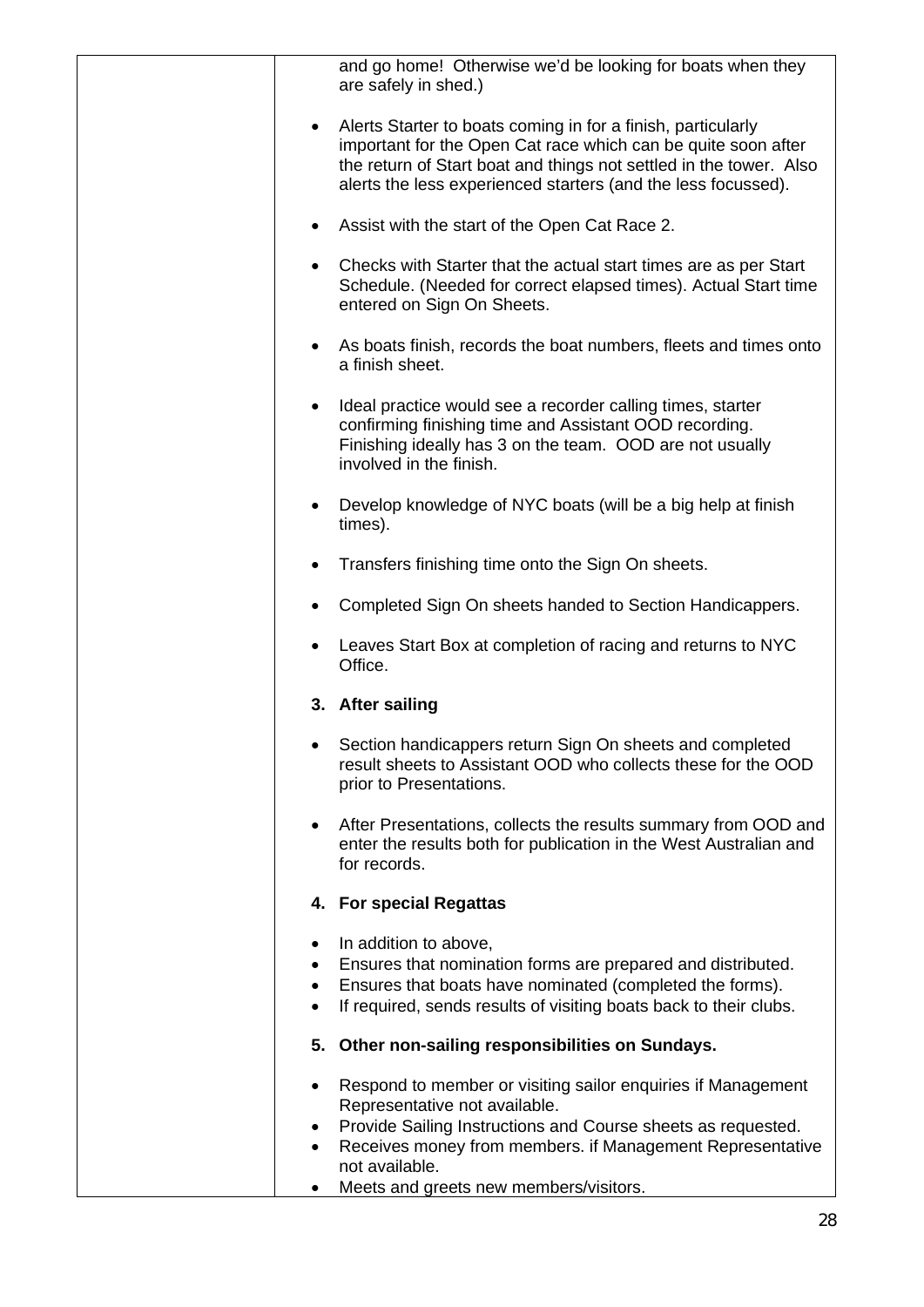|  |  |
| --- | --- |
|  | and go home!  Otherwise we'd be looking for boats when they are safely in shed.)<br><br>• Alerts Starter to boats coming in for a finish, particularly important for the Open Cat race which can be quite soon after the return of Start boat and things not settled in the tower.  Also alerts the less experienced starters (and the less focussed).<br><br>• Assist with the start of the Open Cat Race 2.<br><br>• Checks with Starter that the actual start times are as per Start Schedule. (Needed for correct elapsed times). Actual Start time entered on Sign On Sheets.<br><br>• As boats finish, records the boat numbers, fleets and times onto a finish sheet.<br><br>• Ideal practice would see a recorder calling times, starter confirming finishing time and Assistant OOD recording. Finishing ideally has 3 on the team.  OOD are not usually involved in the finish.<br><br>• Develop knowledge of NYC boats (will be a big help at finish times).<br><br>• Transfers finishing time onto the Sign On sheets.<br><br>• Completed Sign On sheets handed to Section Handicappers.<br><br>• Leaves Start Box at completion of racing and returns to NYC Office.<br><br>**3. After sailing**<br><br>• Section handicappers return Sign On sheets and completed result sheets to Assistant OOD who collects these for the OOD prior to Presentations.<br><br>• After Presentations, collects the results summary from OOD and enter the results both for publication in the West Australian and for records.<br><br>**4. For special Regattas**<br><br>• In addition to above,<br>• Ensures that nomination forms are prepared and distributed.<br>• Ensures that boats have nominated (completed the forms).<br>• If required, sends results of visiting boats back to their clubs.<br><br>**5. Other non-sailing responsibilities on Sundays.**<br><br>• Respond to member or visiting sailor enquiries if Management Representative not available.<br>• Provide Sailing Instructions and Course sheets as requested.<br>• Receives money from members. if Management Representative not available.<br>• Meets and greets new members/visitors. |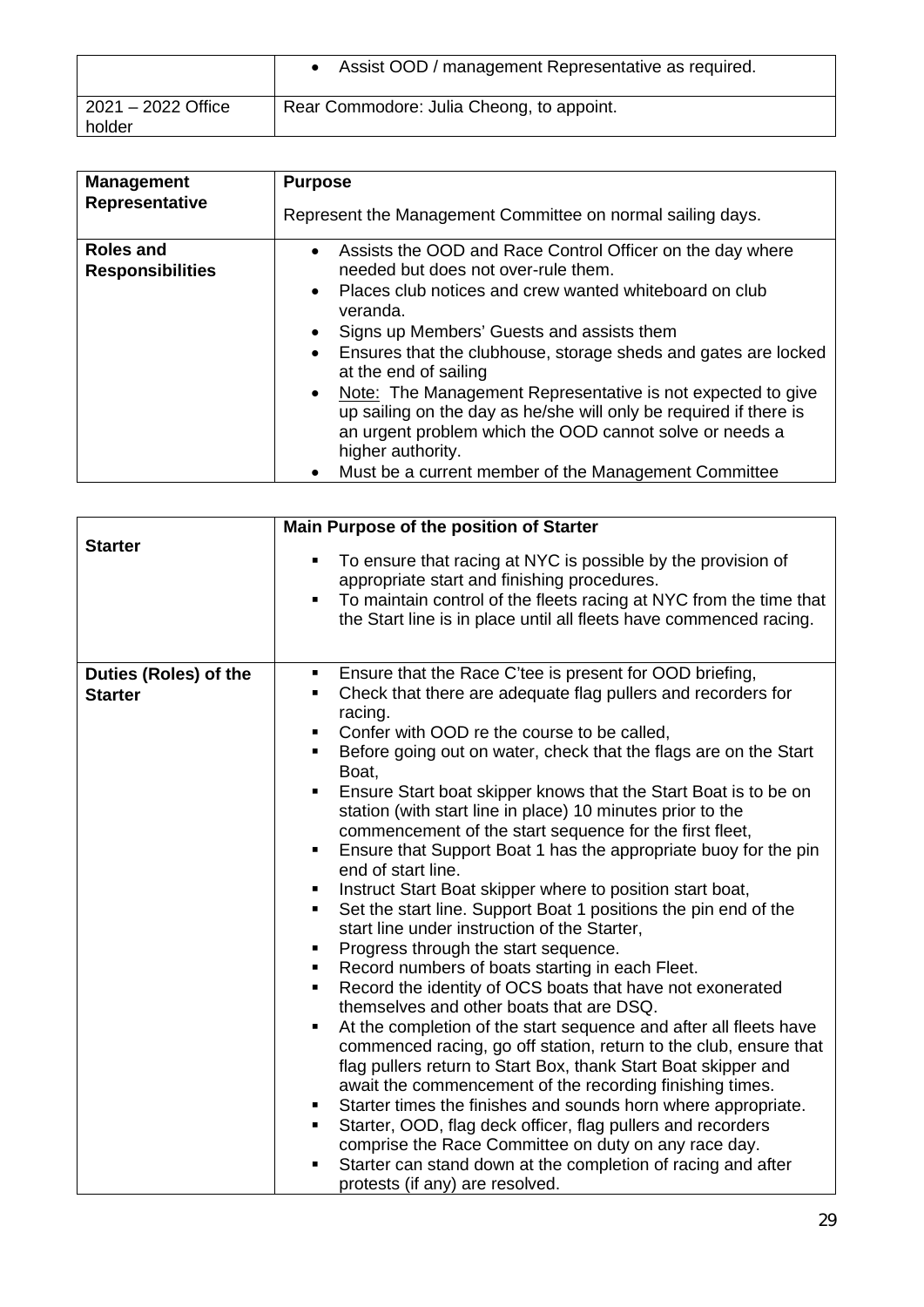| | • Assist OOD / management Representative as required. |
|---|---|
| 2021 – 2022 Office holder | Rear Commodore: Julia Cheong, to appoint. |

| **Management Representative** | **Purpose**<br><br>Represent the Management Committee on normal sailing days. |
|---|---|
| **Roles and Responsibilities** | • Assists the OOD and Race Control Officer on the day where needed but does not over-rule them.<br>• Places club notices and crew wanted whiteboard on club veranda.<br>• Signs up Members' Guests and assists them<br>• Ensures that the clubhouse, storage sheds and gates are locked at the end of sailing<br>• Note: The Management Representative is not expected to give up sailing on the day as he/she will only be required if there is an urgent problem which the OOD cannot solve or needs a higher authority.<br>• Must be a current member of the Management Committee |

| **Starter** | **Main Purpose of the position of Starter**<br><br>▪ To ensure that racing at NYC is possible by the provision of appropriate start and finishing procedures.<br>▪ To maintain control of the fleets racing at NYC from the time that the Start line is in place until all fleets have commenced racing. |
|---|---|
| **Duties (Roles) of the Starter** | ▪ Ensure that the Race C'tee is present for OOD briefing,<br>▪ Check that there are adequate flag pullers and recorders for racing.<br>▪ Confer with OOD re the course to be called,<br>▪ Before going out on water, check that the flags are on the Start Boat,<br>▪ Ensure Start boat skipper knows that the Start Boat is to be on station (with start line in place) 10 minutes prior to the commencement of the start sequence for the first fleet,<br>▪ Ensure that Support Boat 1 has the appropriate buoy for the pin end of start line.<br>▪ Instruct Start Boat skipper where to position start boat,<br>▪ Set the start line. Support Boat 1 positions the pin end of the start line under instruction of the Starter,<br>▪ Progress through the start sequence.<br>▪ Record numbers of boats starting in each Fleet.<br>▪ Record the identity of OCS boats that have not exonerated themselves and other boats that are DSQ.<br>▪ At the completion of the start sequence and after all fleets have commenced racing, go off station, return to the club, ensure that flag pullers return to Start Box, thank Start Boat skipper and await the commencement of the recording finishing times.<br>▪ Starter times the finishes and sounds horn where appropriate.<br>▪ Starter, OOD, flag deck officer, flag pullers and recorders comprise the Race Committee on duty on any race day.<br>▪ Starter can stand down at the completion of racing and after protests (if any) are resolved. |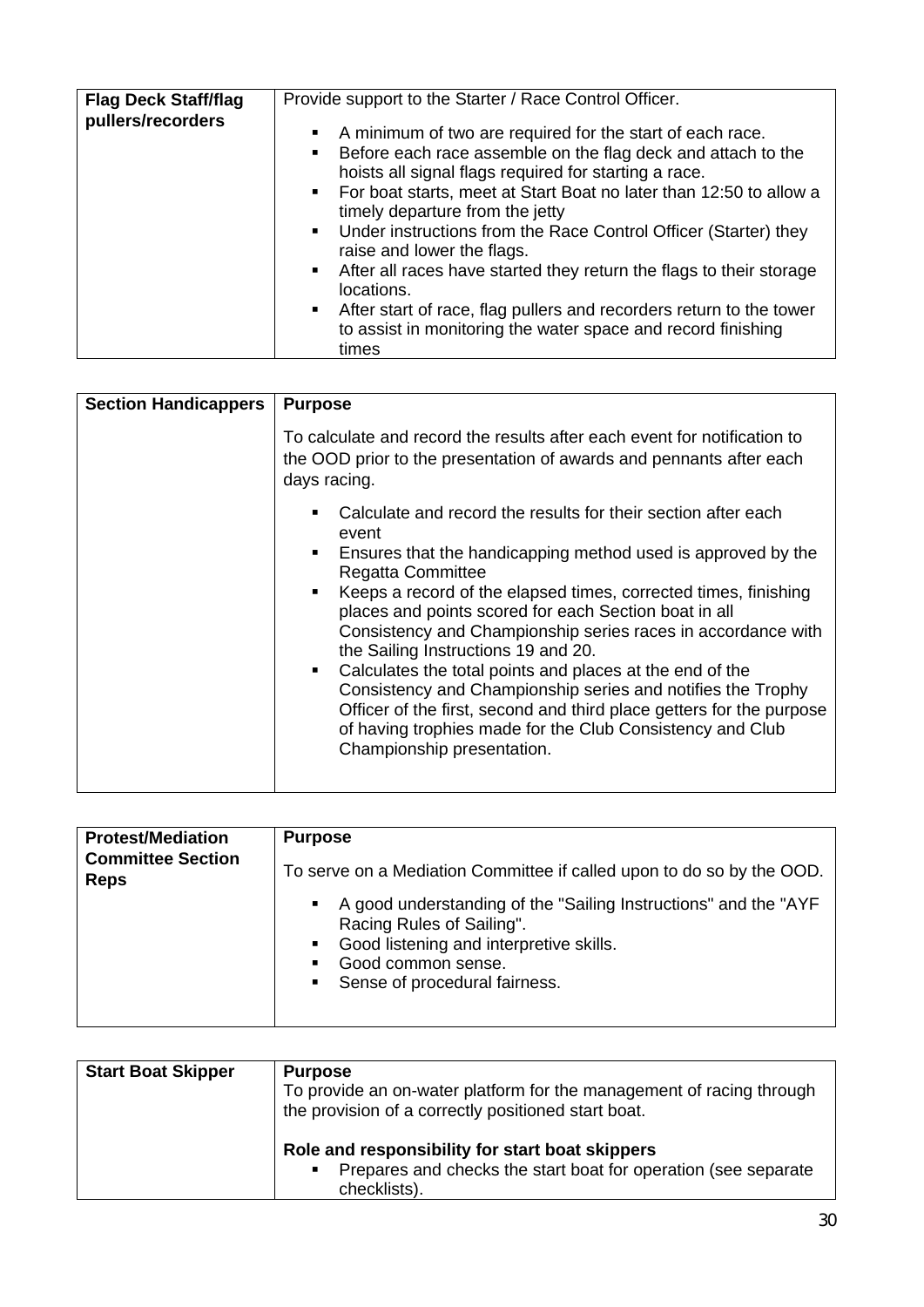| Flag Deck Staff/flag pullers/recorders | Provide support to the Starter / Race Control Officer.<br><br>▪ A minimum of two are required for the start of each race.<br>▪ Before each race assemble on the flag deck and attach to the hoists all signal flags required for starting a race.<br>▪ For boat starts, meet at Start Boat no later than 12:50 to allow a timely departure from the jetty<br>▪ Under instructions from the Race Control Officer (Starter) they raise and lower the flags.<br>▪ After all races have started they return the flags to their storage locations.<br>▪ After start of race, flag pullers and recorders return to the tower to assist in monitoring the water space and record finishing times |
|---|---|

| Section Handicappers | **Purpose**<br><br>To calculate and record the results after each event for notification to the OOD prior to the presentation of awards and pennants after each days racing.<br><br>▪ Calculate and record the results for their section after each event<br>▪ Ensures that the handicapping method used is approved by the Regatta Committee<br>▪ Keeps a record of the elapsed times, corrected times, finishing places and points scored for each Section boat in all Consistency and Championship series races in accordance with the Sailing Instructions 19 and 20.<br>▪ Calculates the total points and places at the end of the Consistency and Championship series and notifies the Trophy Officer of the first, second and third place getters for the purpose of having trophies made for the Club Consistency and Club Championship presentation. |
|---|---|

| Protest/Mediation Committee Section Reps | **Purpose**<br><br>To serve on a Mediation Committee if called upon to do so by the OOD.<br><br>▪ A good understanding of the "Sailing Instructions" and the "AYF Racing Rules of Sailing".<br>▪ Good listening and interpretive skills.<br>▪ Good common sense.<br>▪ Sense of procedural fairness. |
|---|---|

| Start Boat Skipper | **Purpose**<br>To provide an on-water platform for the management of racing through the provision of a correctly positioned start boat.<br><br>**Role and responsibility for start boat skippers**<br>▪ Prepares and checks the start boat for operation (see separate checklists). |
|---|---|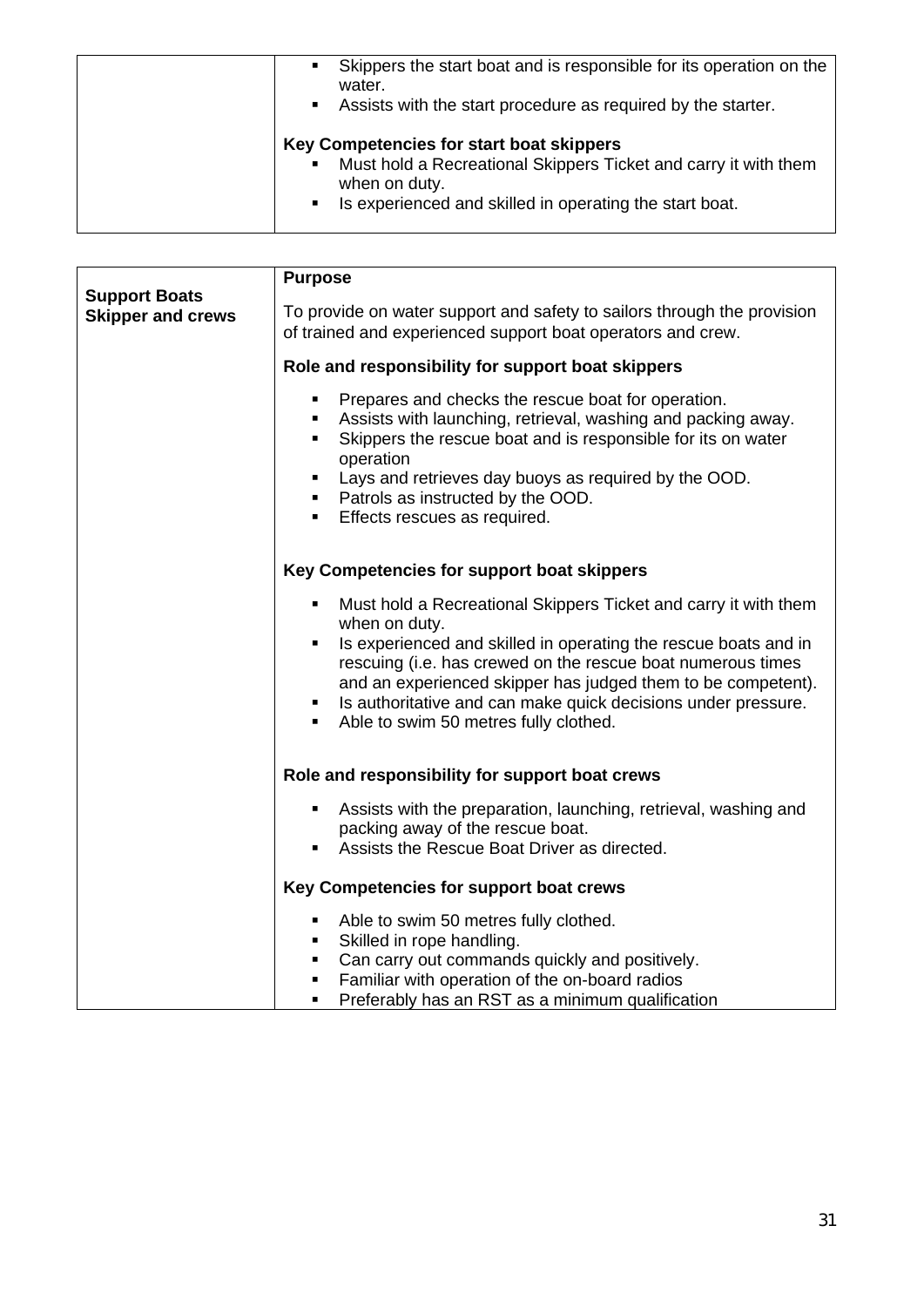| | |
|---|---|
| | ▪ Skippers the start boat and is responsible for its operation on the water.<br>▪ Assists with the start procedure as required by the starter.<br><br>**Key Competencies for start boat skippers**<br>▪ Must hold a Recreational Skippers Ticket and carry it with them when on duty.<br>▪ Is experienced and skilled in operating the start boat. |

| | |
|---|---|
| **Support Boats Skipper and crews** | **Purpose**<br><br>To provide on water support and safety to sailors through the provision of trained and experienced support boat operators and crew.<br><br>**Role and responsibility for support boat skippers**<br><br>▪ Prepares and checks the rescue boat for operation.<br>▪ Assists with launching, retrieval, washing and packing away.<br>▪ Skippers the rescue boat and is responsible for its on water operation<br>▪ Lays and retrieves day buoys as required by the OOD.<br>▪ Patrols as instructed by the OOD.<br>▪ Effects rescues as required.<br><br>**Key Competencies for support boat skippers**<br><br>▪ Must hold a Recreational Skippers Ticket and carry it with them when on duty.<br>▪ Is experienced and skilled in operating the rescue boats and in rescuing (i.e. has crewed on the rescue boat numerous times and an experienced skipper has judged them to be competent).<br>▪ Is authoritative and can make quick decisions under pressure.<br>▪ Able to swim 50 metres fully clothed.<br><br>**Role and responsibility for support boat crews**<br><br>▪ Assists with the preparation, launching, retrieval, washing and packing away of the rescue boat.<br>▪ Assists the Rescue Boat Driver as directed.<br><br>**Key Competencies for support boat crews**<br><br>▪ Able to swim 50 metres fully clothed.<br>▪ Skilled in rope handling.<br>▪ Can carry out commands quickly and positively.<br>▪ Familiar with operation of the on-board radios<br>▪ Preferably has an RST as a minimum qualification |